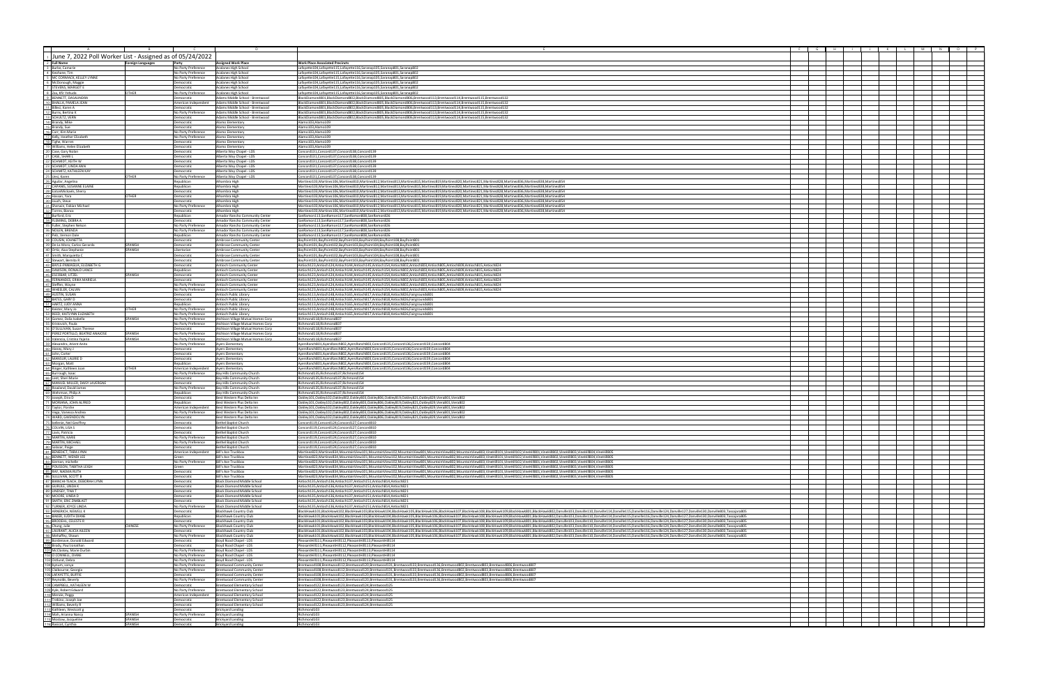# June 7, 2022 Poll Worker List - Assigned as of 05/24/2022

| Full Name | Foreign Languages | Party | Assigned Work Place | Work Place Associated Precincts |
|---|---|---|---|---|
| Burke, Camarie | | No Party Preference | Acalanes High School | Lafayette104,Lafayette115,Lafayette116,Saranap105,Saranap801,Saranap802 |
| Keohane, Tim | | No Party Preference | Acalanes High School | Lafayette104,Lafayette115,Lafayette116,Saranap105,Saranap801,Saranap802 |
| MC CORMACK, KELLEY LYNNE | | No Party Preference | Acalanes High School | Lafayette104,Lafayette115,Lafayette116,Saranap105,Saranap801,Saranap802 |
| McDonough, Maggie | | Democratic | Acalanes High School | Lafayette104,Lafayette115,Lafayette116,Saranap105,Saranap801,Saranap802 |
| STEVENS, MARGOT E | | Democratic | Acalanes High School | Lafayette104,Lafayette115,Lafayette116,Saranap105,Saranap801,Saranap802 |
| Zus, Efir Yehuda | OTHER | No Party Preference | Acalanes High School | Lafayette104,Lafayette115,Lafayette116,Saranap105,Saranap801,Saranap802 |
| BENNETT, DASAUNDRA | | Democratic | Adams Middle School - Brentwood | BlackDiamond801,BlackDiamond802,BlackDiamond805,BlackDiamond806,Brentwood113,Brentwood114,Brentwood115,Brentwood132 |
| BONILLA, PAMELA JEAN | | American Independent | Adams Middle School - Brentwood | BlackDiamond801,BlackDiamond802,BlackDiamond805,BlackDiamond806,Brentwood113,Brentwood114,Brentwood115,Brentwood132 |
| Billeci, Karen A | | Democratic | Adams Middle School - Brentwood | BlackDiamond801,BlackDiamond802,BlackDiamond805,BlackDiamond806,Brentwood113,Brentwood114,Brentwood115,Brentwood132 |
| Burns, Bettina R | | No Party Preference | Adams Middle School - Brentwood | BlackDiamond801,BlackDiamond802,BlackDiamond805,BlackDiamond806,Brentwood113,Brentwood114,Brentwood115,Brentwood132 |
| SCHULTZ, VERN | | Democratic | Adams Middle School - Brentwood | BlackDiamond801,BlackDiamond802,BlackDiamond805,BlackDiamond806,Brentwood113,Brentwood114,Brentwood115,Brentwood132 |
| Brandy, Mike | | Democratic | Alamo Elementary | Alamo103,Alamo109 |
| Brandy, Sue | | Democratic | Alamo Elementary | Alamo103,Alamo109 |
| Carr, Kim Marie | | No Party Preference | Alamo Elementary | Alamo103,Alamo109 |
| Kelly, Heather Elizabeth | | No Party Preference | Alamo Elementary | Alamo103,Alamo109 |
| Tighe, Warren | | Democratic | Alamo Elementary | Alamo103,Alamo109 |
| Williams, Helen Elizabeth | | Democratic | Alamo Elementary | Alamo103,Alamo109 |
| Case, Gary Nolan | | Democratic | Alberta Way Chapel - LDS | Concord131,Concord137,Concord138,Concord139 |
| CASE, SHARI L | | Democratic | Alberta Way Chapel - LDS | Concord131,Concord137,Concord138,Concord139 |
| SCHMIDT, KEITH W | | Democratic | Alberta Way Chapel - LDS | Concord131,Concord137,Concord138,Concord139 |
| SCHMIDT, LINDA ANN | | Democratic | Alberta Way Chapel - LDS | Concord131,Concord137,Concord138,Concord139 |
| SCHMITZ, KATHLEEN KAY | | Democratic | Alberta Way Chapel - LDS | Concord131,Concord137,Concord138,Concord139 |
| Desi, Karen | OTHER | No Party Preference | Alberta Way Chapel - LDS | Concord131,Concord137,Concord138,Concord139 |
| Aguilar, Angelina | | Republican | Alhambra High | Martinez103,Martinez106,Martinez810,Martinez812,Martinez813,Martinez815,Martinez819,Martinez820,Martinez821,Martinez828,Martinez836,Martinez838,Martinez854 |
| CAPANIS, SUZANNE ELAINE | | Republican | Alhambra High | Martinez103,Martinez106,Martinez810,Martinez812,Martinez813,Martinez815,Martinez819,Martinez820,Martinez821,Martinez828,Martinez836,Martinez838,Martinez854 |
| DeBenedetti, Sherry | | Democratic | Alhambra High | Martinez103,Martinez106,Martinez810,Martinez812,Martinez813,Martinez815,Martinez819,Martinez820,Martinez821,Martinez828,Martinez836,Martinez838,Martinez854 |
| Hassan, Yara | OTHER | Democratic | Alhambra High | Martinez103,Martinez106,Martinez810,Martinez812,Martinez813,Martinez815,Martinez819,Martinez820,Martinez821,Martinez828,Martinez836,Martinez838,Martinez854 |
| Jouph, Steve | | Democratic | Alhambra High | Martinez103,Martinez106,Martinez810,Martinez812,Martinez813,Martinez815,Martinez819,Martinez820,Martinez821,Martinez828,Martinez836,Martinez838,Martinez854 |
| Sherwin, Fabian Michael | | No Party Preference | Alhambra High | Martinez103,Martinez106,Martinez810,Martinez812,Martinez813,Martinez815,Martinez819,Martinez820,Martinez821,Martinez828,Martinez836,Martinez838,Martinez854 |
| Torres, Alonzo | | Democratic | Alhambra High | Martinez103,Martinez106,Martinez810,Martinez812,Martinez813,Martinez815,Martinez819,Martinez820,Martinez821,Martinez828,Martinez836,Martinez838,Martinez854 |
| Burford, Eric | | Republican | Amador Rancho Community Center | SanRamon113,SanRamon117,SanRamon808,SanRamon826 |
| FLEMING, DEBRA A | | Republican | Amador Rancho Community Center | SanRamon113,SanRamon117,SanRamon808,SanRamon826 |
| Fuller, Stephen Nelson | | No Party Preference | Amador Rancho Community Center | SanRamon113,SanRamon117,SanRamon808,SanRamon826 |
| NOLEN, BRENDA | | No Party Preference | Amador Rancho Community Center | SanRamon113,SanRamon117,SanRamon808,SanRamon826 |
| Pelz, Vernon Dale | | Republican | Amador Rancho Community Center | SanRamon113,SanRamon117,SanRamon808,SanRamon826 |
| COUSIN, JOHNETTA | | Democratic | Ambrose Community Center | BayPoint101,BayPoint102,BayPoint103,BayPoint104,BayPoint108,BayPoint801 |
| De La Mora, Carlos Gerardo | SPANISH | Democratic | Ambrose Community Center | BayPoint101,BayPoint102,BayPoint103,BayPoint104,BayPoint108,BayPoint801 |
| Ortiz, Ana Stephanie | SPANISH | Libertarian | Ambrose Community Center | BayPoint101,BayPoint102,BayPoint103,BayPoint104,BayPoint108,BayPoint801 |
| Smith, Marguerite C | | Democratic | Ambrose Community Center | BayPoint101,BayPoint102,BayPoint103,BayPoint104,BayPoint108,BayPoint801 |
| Stewart, Bernita R | | Democratic | Ambrose Community Center | BayPoint101,BayPoint102,BayPoint103,BayPoint104,BayPoint108,BayPoint801 |
| BAYLE-PANGALLO, ELIZABETH G | | Democratic | Antioch Community Center | Antioch123,Antioch124,Antioch144,Antioch145,Antioch154,Antioch802,Antioch803,Antioch805,Antioch809,Antioch815,Antioch824 |
| DAWSON, RONALD CAROL | | Republican | Antioch Community Center | Antioch123,Antioch124,Antioch144,Antioch145,Antioch154,Antioch802,Antioch803,Antioch805,Antioch809,Antioch815,Antioch824 |
| ESCOBAR, LITZEL | SPANISH | Democratic | Antioch Community Center | Antioch123,Antioch124,Antioch144,Antioch145,Antioch154,Antioch802,Antioch803,Antioch805,Antioch809,Antioch815,Antioch824 |
| FERNANDES, ERIKA MARIELA | | Democratic | Antioch Community Center | Antioch123,Antioch124,Antioch144,Antioch145,Antioch154,Antioch802,Antioch803,Antioch805,Antioch809,Antioch815,Antioch824 |
| Steffen, Wayne | | No Party Preference | Antioch Community Center | Antioch123,Antioch124,Antioch144,Antioch145,Antioch154,Antioch802,Antioch803,Antioch805,Antioch809,Antioch815,Antioch824 |
| WHEELER, CALVIN | | No Party Preference | Antioch Community Center | Antioch123,Antioch124,Antioch144,Antioch145,Antioch154,Antioch802,Antioch803,Antioch805,Antioch809,Antioch815,Antioch824 |
| AUSTIN, SUSAN | | Democratic | Antioch Public Library | Antioch113,Antioch148,Antioch165,Antioch817,Antioch818,Antioch826,Fairgrounds801 |
| BATES, GARY D | | Democratic | Antioch Public Library | Antioch113,Antioch148,Antioch165,Antioch817,Antioch818,Antioch826,Fairgrounds801 |
| HARTZ, JUDY ANNA | | Republican | Antioch Public Library | Antioch113,Antioch148,Antioch165,Antioch817,Antioch818,Antioch826,Fairgrounds801 |
| Keeler, Mary Jo | OTHER | No Party Preference | Antioch Public Library | Antioch113,Antioch148,Antioch165,Antioch817,Antioch818,Antioch826,Fairgrounds801 |
| REED, KAITLYNN ELIZABETH | | No Party Preference | Antioch Public Library | Antioch113,Antioch148,Antioch165,Antioch817,Antioch818,Antioch826,Fairgrounds801 |
| Gomez, Dalia Isabela | SPANISH | Democratic | Atchison Village Mutual Homes Corp | Richmond118,Richmond807 |
| Kristovich, Paula | | No Party Preference | Atchison Village Mutual Homes Corp | Richmond118,Richmond807 |
| O'SULLIVAN, Susan Therese | | Democratic | Atchison Village Mutual Homes Corp | Richmond118,Richmond807 |
| PEREZ PORTILLO, BEATRIZ ANALOSE | SPANISH | No Party Preference | Atchison Village Mutual Homes Corp | Richmond118,Richmond807 |
| Valencia, Cristina Yajaira | SPANISH | No Party Preference | Atchison Village Mutual Homes Corp | Richmond118,Richmond807 |
| Alexandrov, Arlent Anita | | No Party Preference | Ayers Elementary | AyersRanch801,AyersRanch802,AyersRanch803,Concord135,Concord136,Concord159,Concord804 |
| Haney, Mary J | | Democratic | Ayers Elementary | AyersRanch801,AyersRanch802,AyersRanch803,Concord135,Concord136,Concord159,Concord804 |
| John, Carter | | Democratic | Ayers Elementary | AyersRanch801,AyersRanch802,AyersRanch803,Concord135,Concord136,Concord159,Concord804 |
| MANSUR, LAURIE D | | Democratic | Ayers Elementary | AyersRanch801,AyersRanch802,AyersRanch803,Concord135,Concord136,Concord159,Concord804 |
| Morgan, Matt | | Republican | Ayers Elementary | AyersRanch801,AyersRanch802,AyersRanch803,Concord135,Concord136,Concord159,Concord804 |
| Ringer, Kathleen Joan | OTHER | American Independent | Ayers Elementary | AyersRanch801,AyersRanch802,AyersRanch803,Concord135,Concord136,Concord159,Concord804 |
| Burrough, Isaac | | No Party Preference | Bay Hills Community Church | Richmond135,Richmond137,Richmond154 |
| Leeti, Sheri Marie | | No Party Preference | Bay Hills Community Church | Richmond135,Richmond137,Richmond154 |
| MANUEL MILLER, DAISY LAVERGNE | | Democratic | Bay Hills Community Church | Richmond135,Richmond137,Richmond154 |
| Rowland, David James | | No Party Preference | Bay Hills Community Church | Richmond135,Richmond137,Richmond154 |
| Wehrman, Philip A | | Republican | Bay Hills Community Church | Richmond135,Richmond137,Richmond154 |
| Joseph, Otis D | | Democratic | Best Western Plus Delta Inn | Oakley101,Oakley102,Oakley802,Oakley805,Oakley806,Oakley819,Oakley821,Oakley829,Veral801,Veral802 |
| MORIANA, JOHN ALFRED | | Republican | Best Western Plus Delta Inn | Oakley101,Oakley102,Oakley802,Oakley805,Oakley806,Oakley819,Oakley821,Oakley829,Veral801,Veral802 |
| Taylor, Ponthe | | American Independent | Best Western Plus Delta Inn | Oakley101,Oakley102,Oakley802,Oakley805,Oakley806,Oakley819,Oakley821,Oakley829,Veral801,Veral802 |
| Vega, Vanessa Andrea | | No Party Preference | Best Western Plus Delta Inn | Oakley101,Oakley102,Oakley802,Oakley805,Oakley806,Oakley819,Oakley821,Oakley829,Veral801,Veral802 |
| WARD, GWENDOLYN | | Democratic | Best Western Plus Delta Inn | Oakley101,Oakley102,Oakley802,Oakley805,Oakley806,Oakley819,Oakley821,Oakley829,Veral801,Veral802 |
| Bellerie, Neil Geoffrey | | Democratic | Bethel Baptist Church | Concord119,Concord124,Concord127,Concord810 |
| COLVIN, LISA S | | Democratic | Bethel Baptist Church | Concord119,Concord124,Concord127,Concord810 |
| Lowe, Patricia | | Democratic | Bethel Baptist Church | Concord119,Concord124,Concord127,Concord810 |
| MARTIN, KAREI | | No Party Preference | Bethel Baptist Church | Concord119,Concord124,Concord127,Concord810 |
| MARTIN, MICHAEL | | No Party Preference | Bethel Baptist Church | Concord119,Concord124,Concord127,Concord810 |
| Salazar, Paige | | Democratic | Bethel Baptist Church | Concord119,Concord124,Concord127,Concord810 |
| BENEDICT, TARA LYNN | | American Independent | Bill's Ace Truckbox | Martinez823,Martinez834,MountainView101,MountainView102,MountainView801,MountainView802,MountainView803,VineHill01,VineHill02,VineHill801,VineHill802,VineHill803,VineHill804,VineHill805 |
| BENNETT, WENDI LEE | | Green | Bill's Ace Truckbox | Martinez823,Martinez834,MountainView101,MountainView102,MountainView801,MountainView802,MountainView803,VineHill01,VineHill02,VineHill801,VineHill802,VineHill803,VineHill804,VineHill805 |
| Berman, michelle | | No Party Preference | Bill's Ace Truckbox | Martinez823,Martinez834,MountainView101,MountainView102,MountainView801,MountainView802,MountainView803,VineHill01,VineHill02,VineHill801,VineHill802,VineHill803,VineHill804,VineHill805 |
| POUGSON, TIMOTHA LEIGH | | Green | Bill's Ace Truckbox | Martinez823,Martinez834,MountainView101,MountainView102,MountainView801,MountainView802,MountainView803,VineHill01,VineHill02,VineHill801,VineHill802,VineHill803,VineHill804,VineHill805 |
| RAY, NAOMA RUTH | | Democratic | Bill's Ace Truckbox | Martinez823,Martinez834,MountainView101,MountainView102,MountainView801,MountainView802,MountainView803,VineHill01,VineHill02,VineHill801,VineHill802,VineHill803,VineHill804,VineHill805 |
| SULLIVAN, SCOTT R | | Democratic | Bill's Ace Truckbox | Martinez823,Martinez834,MountainView101,MountainView102,MountainView801,MountainView802,MountainView803,VineHill01,VineHill02,VineHill801,VineHill802,VineHill803,VineHill804,VineHill805 |
| BIANCHI-TEACH, DEBORAH LYNN | | Democratic | Black Diamond Middle School | Antioch135,Antioch136,Antioch137,Antioch151,Antioch814,Antioch821 |
| ISURALE, LINDA K | | Democratic | Black Diamond Middle School | Antioch135,Antioch136,Antioch137,Antioch151,Antioch814,Antioch821 |
| LINDSEY, TINA T | | Democratic | Black Diamond Middle School | Antioch135,Antioch136,Antioch137,Antioch151,Antioch814,Antioch821 |
| MOORE, LINDA D | | Democratic | Black Diamond Middle School | Antioch135,Antioch136,Antioch137,Antioch151,Antioch814,Antioch821 |
| SMITH, ERIC ZIMBLAST | | Democratic | Black Diamond Middle School | Antioch135,Antioch136,Antioch137,Antioch151,Antioch814,Antioch821 |
| TURNER, JOYCE LINDA | | No Party Preference | Black Diamond Middle School | Antioch135,Antioch136,Antioch137,Antioch151,Antioch814,Antioch821 |
| ARNERICH, NEWELL K | | Democratic | Blackhawk Country Club | BlackHawk101,BlackHawk102,BlackHawk103,BlackHawk104,BlackHawk105,BlackHawk106,BlackHawk107,BlackHawk108,BlackHawk109,BlackHawk801,BlackHawk802,Danville103,Danville110,Danville114,Danville115,Danville116,Danville124,Danville127,Danville130,Danville803,Tassajara805 |
| BAKER, JUDITH DIANE | | Republican | Blackhawk Country Club | BlackHawk101,BlackHawk102,BlackHawk103,BlackHawk104,BlackHawk105,BlackHawk106,BlackHawk107,BlackHawk108,BlackHawk109,BlackHawk801,BlackHawk802,Danville103,Danville110,Danville114,Danville115,Danville116,Danville124,Danville127,Danville130,Danville803,Tassajara805 |
| BRODEHL, CELESTE R | | Democratic | Blackhawk Country Club | BlackHawk101,BlackHawk102,BlackHawk103,BlackHawk104,BlackHawk105,BlackHawk106,BlackHawk107,BlackHawk108,BlackHawk109,BlackHawk801,BlackHawk802,Danville103,Danville110,Danville114,Danville115,Danville116,Danville124,Danville127,Danville130,Danville803,Tassajara805 |
| Chung, Julie | CHINESE | No Party Preference | Blackhawk Country Club | BlackHawk101,BlackHawk102,BlackHawk103,BlackHawk104,BlackHawk105,BlackHawk106,BlackHawk107,BlackHawk108,BlackHawk109,BlackHawk801,BlackHawk802,Danville103,Danville110,Danville114,Danville115,Danville116,Danville124,Danville127,Danville130,Danville803,Tassajara805 |
| LAURANT, ALICIA AILEEN | | Democratic | Blackhawk Country Club | BlackHawk101,BlackHawk102,BlackHawk103,BlackHawk104,BlackHawk105,BlackHawk106,BlackHawk107,BlackHawk108,BlackHawk109,BlackHawk801,BlackHawk802,Danville103,Danville110,Danville114,Danville115,Danville116,Danville124,Danville127,Danville130,Danville803,Tassajara805 |
| McHaffey, Shawn | | No Party Preference | Blackhawk Country Club | BlackHawk101,BlackHawk102,BlackHawk103,BlackHawk104,BlackHawk105,BlackHawk106,BlackHawk107,BlackHawk108,BlackHawk109,BlackHawk801,BlackHawk802,Danville103,Danville110,Danville114,Danville115,Danville116,Danville124,Danville127,Danville130,Danville803,Tassajara805 |
| Bünkhneve, Donald Edward | | Democratic | Boyd Road Chapel - LDS | PleasantHill111,PleasantHill112,PleasantHill113,PleasantHill114 |
| Brady, Paul Jonathan | | Democratic | Boyd Road Chapel - LDS | PleasantHill111,PleasantHill112,PleasantHill113,PleasantHill114 |
| McCloskey, Marie Durbin | | No Party Preference | Boyd Road Chapel - LDS | PleasantHill111,PleasantHill112,PleasantHill113,PleasantHill114 |
| O'CONNELL, DIANE | | No Party Preference | Boyd Road Chapel - LDS | PleasantHill111,PleasantHill112,PleasantHill113,PleasantHill114 |
| Ordahl, Debra | | No Party Preference | Boyd Road Chapel - LDS | PleasantHill111,PleasantHill112,PleasantHill113,PleasantHill114 |
| Bynum, Sonya | | No Party Preference | Brentwood Community Center | Brentwood108,Brentwood112,Brentwood120,Brentwood131,Brentwood133,Brentwood136,Brentwood802,Brentwood803,Brentwood806,Brentwood807 |
| Claibourne, Georgia | | No Party Preference | Brentwood Community Center | Brentwood108,Brentwood112,Brentwood120,Brentwood131,Brentwood133,Brentwood136,Brentwood802,Brentwood803,Brentwood806,Brentwood807 |
| LAFAYETTE, BURNIE | | Democratic | Brentwood Community Center | Brentwood108,Brentwood112,Brentwood120,Brentwood131,Brentwood133,Brentwood136,Brentwood802,Brentwood803,Brentwood806,Brentwood807 |
| Reynolds, Beverly | | No Party Preference | Brentwood Community Center | Brentwood108,Brentwood112,Brentwood120,Brentwood131,Brentwood133,Brentwood136,Brentwood802,Brentwood803,Brentwood806,Brentwood807 |
| CAMPBELL, KATHLEEN W | | Democratic | Brentwood Elementary School | Brentwood122,Brentwood123,Brentwood124,Brentwood125 |
| Kyle, Robert Edward | | No Party Preference | Brentwood Elementary School | Brentwood122,Brentwood123,Brentwood124,Brentwood125 |
| Sprecke, Peggy | | American Independent | Brentwood Elementary School | Brentwood122,Brentwood123,Brentwood124,Brentwood125 |
| Trabino, Joseph Joe | | Democratic | Brentwood Elementary School | Brentwood122,Brentwood123,Brentwood124,Brentwood125 |
| Williams, Beverly R | | Democratic | Brentwood Elementary School | Brentwood122,Brentwood123,Brentwood124,Brentwood125 |
| Kathleen, Westcott g | | Democratic | Brickyard Landing | Richmond103 |
| Mull, Arianna Nancy | SPANISH | No Party Preference | Brickyard Landing | Richmond103 |
| Moscow, Jacqueline | SPANISH | Democratic | Brickyard Landing | Richmond103 |
| Rascon, Cynthia | SPANISH | Democratic | Brickyard Landing | Richmond103 |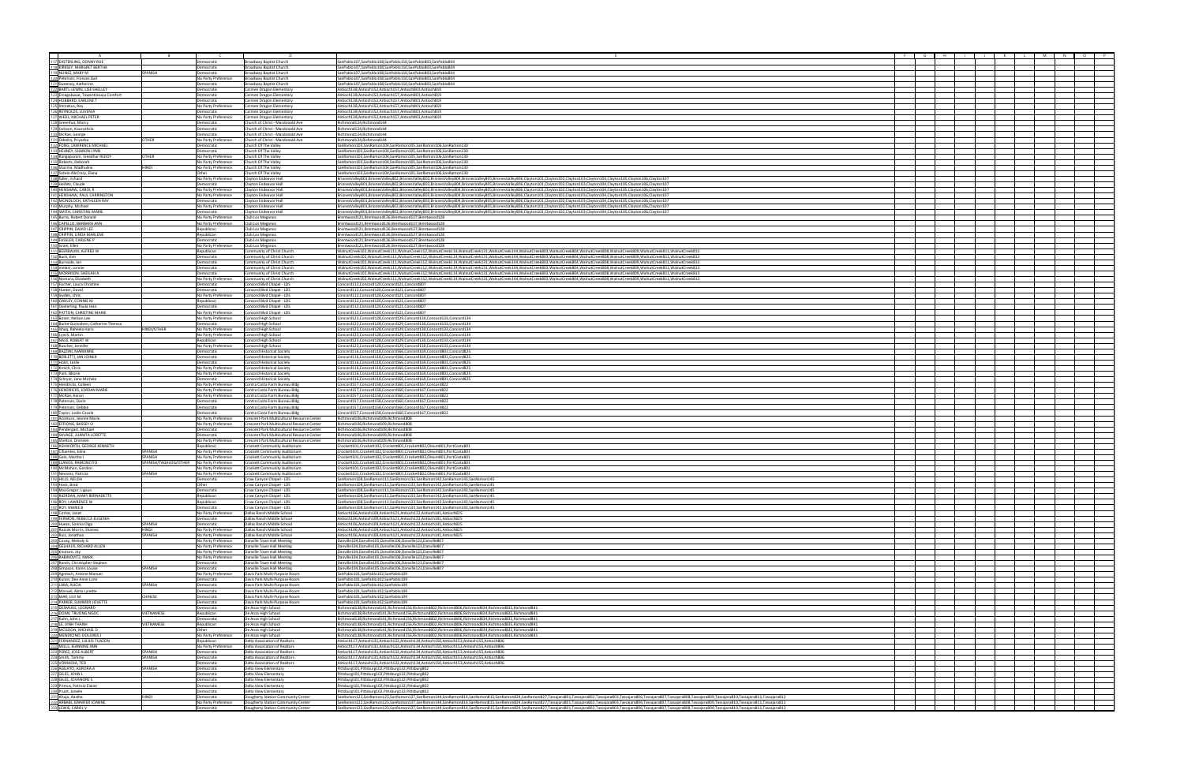| | A | B | C | D | E |
|---|---|---|---|---|---|
| 117 | EASTERLING, DONNY RAE | | Democratic | Broadway Baptist Church | SanPablo107,SanPablo108,SanPablo110,SanPablo803,SanPablo804 |
| 118 | KIRKSEY, MARGARET BERTHA | | Democratic | Broadway Baptist Church | SanPablo107,SanPablo108,SanPablo110,SanPablo803,SanPablo804 |
| 119 | NUNEZ, MARY M | SPANISH | Democratic | Broadway Baptist Church | SanPablo107,SanPablo108,SanPablo110,SanPablo803,SanPablo804 |
| 120 | Peterson, Frances Gail | | No Party Preference | Broadway Baptist Church | SanPablo107,SanPablo108,SanPablo110,SanPablo803,SanPablo804 |
| 121 | Sweeney, Katherine | | Democratic | Broadway Baptist Church | SanPablo107,SanPablo108,SanPablo110,SanPablo803,SanPablo804 |
| 122 | BARTL-LEWIN, LISE SHELLEY | | Democratic | Carmen Dragon Elementary | Antioch138,Antioch152,Antioch157,Antioch801,Antioch819 |
| 123 | Emagbetere, Tewanbikwuya Comfort | | No Party Preference | Carmen Dragon Elementary | Antioch138,Antioch152,Antioch157,Antioch801,Antioch819 |
| 124 | HUBBARD, CARLENE T | | Democratic | Carmen Dragon Elementary | Antioch138,Antioch152,Antioch157,Antioch801,Antioch819 |
| 125 | Humeres, Roy | | No Party Preference | Carmen Dragon Elementary | Antioch138,Antioch152,Antioch157,Antioch801,Antioch819 |
| 126 | REYNOLDS, LUVENIA | | Democratic | Carmen Dragon Elementary | Antioch138,Antioch152,Antioch157,Antioch801,Antioch819 |
| 127 | WEBB, MICHAEL PETER | | No Party Preference | Carmen Dragon Elementary | Antioch138,Antioch152,Antioch157,Antioch801,Antioch819 |
| 128 | Greenhut, Marcy | | Democratic | Church of Christ - Macdonald Ave | Richmond124,Richmond144 |
| 129 | Jackson, Kourvahcia | | Democratic | Church of Christ - Macdonald Ave | Richmond124,Richmond144 |
| 130 | McRae, George | | Democratic | Church of Christ - Macdonald Ave | Richmond124,Richmond144 |
| 131 | Oderos, Priyanka | OTHER | No Party Preference | Church of Christ - Macdonald Ave | Richmond124,Richmond144 |
| 132 | FONG, LAWRENCE MICHAEL | | Democratic | Church Of The Valley | SanRamon103,SanRamon104,SanRamon105,SanRamon106,SanRamon130 |
| 133 | HUNDT, SHARON LYNN | | Democratic | Church Of The Valley | SanRamon103,SanRamon104,SanRamon105,SanRamon106,SanRamon130 |
| 134 | Rengapuram, Sreedhar REDDY | OTHER | No Party Preference | Church Of The Valley | SanRamon103,SanRamon104,SanRamon105,SanRamon106,SanRamon130 |
| 135 | Roberts, Deborah | | No Party Preference | Church Of The Valley | SanRamon103,SanRamon104,SanRamon105,SanRamon106,SanRamon130 |
| 136 | Sharma, Madhulina | HINDI | No Party Preference | Church Of The Valley | SanRamon103,SanRamon104,SanRamon105,SanRamon106,SanRamon130 |
| 137 | Sotelo-McCray, Elena | | Other | Church Of The Valley | SanRamon103,SanRamon104,SanRamon105,SanRamon106,SanRamon130 |
| 138 | fuller, richard | | No Party Preference | Clayton Endeavor Hall | BrionesValley801,BrionesValley802,BrionesValley803,BrionesValley804,BrionesValley805,BrionesValley806,Clayton101,Clayton102,Clayton103,Clayton104,Clayton105,Clayton106,Clayton107 |
| 139 | Heifetz, Claude | | No Party Preference | Clayton Endeavor Hall | BrionesValley801,BrionesValley802,BrionesValley803,BrionesValley804,BrionesValley805,BrionesValley806,Clayton101,Clayton102,Clayton103,Clayton104,Clayton105,Clayton106,Clayton107 |
| 140 | HENSHAW, CAROL R | | No Party Preference | Clayton Endeavor Hall | BrionesValley801,BrionesValley802,BrionesValley803,BrionesValley804,BrionesValley805,BrionesValley806,Clayton101,Clayton102,Clayton103,Clayton104,Clayton105,Clayton106,Clayton107 |
| 141 | HENSHAW, PAUL CARRINGTON | | No Party Preference | Clayton Endeavor Hall | BrionesValley801,BrionesValley802,BrionesValley803,BrionesValley804,BrionesValley805,BrionesValley806,Clayton101,Clayton102,Clayton103,Clayton104,Clayton105,Clayton106,Clayton107 |
| 142 | MONDLOCH, KATHLEEN RAY | | Democratic | Clayton Endeavor Hall | BrionesValley801,BrionesValley802,BrionesValley803,BrionesValley804,BrionesValley805,BrionesValley806,Clayton101,Clayton102,Clayton103,Clayton104,Clayton105,Clayton106,Clayton107 |
| 143 | Murphy, Michael | | No Party Preference | Clayton Endeavor Hall | BrionesValley801,BrionesValley802,BrionesValley803,BrionesValley804,BrionesValley805,BrionesValley806,Clayton101,Clayton102,Clayton103,Clayton104,Clayton105,Clayton106,Clayton107 |
| 144 | SMITH, CHRISTINE MARIE | | Democratic | Clayton Endeavor Hall | BrionesValley801,BrionesValley802,BrionesValley803,BrionesValley804,BrionesValley805,BrionesValley806,Clayton101,Clayton102,Clayton103,Clayton104,Clayton105,Clayton106,Clayton107 |
| 145 | Burns, Robert Donald | | No Party Preference | Club Los Meganos | Brentwood121,Brentwood126,Brentwood127,Brentwood128 |
| 146 | CAPELLO, BARBARA ANN | | No Party Preference | Club Los Meganos | Brentwood121,Brentwood126,Brentwood127,Brentwood128 |
| 147 | CRIPPIN, DAVID LEE | | Republican | Club Los Meganos | Brentwood121,Brentwood126,Brentwood127,Brentwood128 |
| 148 | CRIPPIN, LINDA MARLENE | | Republican | Club Los Meganos | Brentwood121,Brentwood126,Brentwood127,Brentwood128 |
| 149 | HASSLER, CARLENE P | | Democratic | Club Los Meganos | Brentwood121,Brentwood126,Brentwood127,Brentwood128 |
| 150 | Israel, Ellen | | No Party Preference | Club Los Meganos | Brentwood121,Brentwood126,Brentwood127,Brentwood128 |
| 151 | BEHRBAUM, ALFRED W | | Republican | Community of Christ Church | WalnutCreek102,WalnutCreek111,WalnutCreek112,WalnutCreek114,WalnutCreek131,WalnutCreek144,WalnutCreek803,WalnutCreek804,WalnutCreek808,WalnutCreek809,WalnutCreek811,WalnutCreek813 |
| 152 | Buck, Kim | | Democratic | Community of Christ Church | WalnutCreek102,WalnutCreek111,WalnutCreek112,WalnutCreek114,WalnutCreek131,WalnutCreek144,WalnutCreek803,WalnutCreek804,WalnutCreek808,WalnutCreek809,WalnutCreek811,WalnutCreek813 |
| 153 | Byerside, Ian | | Democratic | Community of Christ Church | WalnutCreek102,WalnutCreek111,WalnutCreek112,WalnutCreek114,WalnutCreek131,WalnutCreek144,WalnutCreek803,WalnutCreek804,WalnutCreek808,WalnutCreek809,WalnutCreek811,WalnutCreek813 |
| 154 | ireland, connie | | Democratic | Community of Christ Church | WalnutCreek102,WalnutCreek111,WalnutCreek112,WalnutCreek114,WalnutCreek131,WalnutCreek144,WalnutCreek803,WalnutCreek804,WalnutCreek808,WalnutCreek809,WalnutCreek811,WalnutCreek813 |
| 155 | MORRISON, SHEILAH A | | Democratic | Community of Christ Church | WalnutCreek102,WalnutCreek111,WalnutCreek112,WalnutCreek114,WalnutCreek131,WalnutCreek144,WalnutCreek803,WalnutCreek804,WalnutCreek808,WalnutCreek809,WalnutCreek811,WalnutCreek813 |
| 156 | Nomura, Elizabeth | | No Party Preference | Community of Christ Church | WalnutCreek102,WalnutCreek111,WalnutCreek112,WalnutCreek114,WalnutCreek131,WalnutCreek144,WalnutCreek803,WalnutCreek804,WalnutCreek808,WalnutCreek809,WalnutCreek811,WalnutCreek813 |
| 157 | Fischer, Laura Christine | | Democratic | Concord Blvd Chapel - LDS | Concord112,Concord120,Concord121,Concord807 |
| 158 | Hunter, David | | Democratic | Concord Blvd Chapel - LDS | Concord112,Concord120,Concord121,Concord807 |
| 159 | Hyden, chris | | No Party Preference | Concord Blvd Chapel - LDS | Concord112,Concord120,Concord121,Concord807 |
| 160 | OAKLEY, CONNIE M | | Republican | Concord Blvd Chapel - LDS | Concord112,Concord120,Concord121,Concord807 |
| 161 | Oesterling, Paula Jean | | Democratic | Concord Blvd Chapel - LDS | Concord112,Concord120,Concord121,Concord807 |
| 162 | PATTON, CHRISTINE MARIE | | No Party Preference | Concord Blvd Chapel - LDS | Concord112,Concord120,Concord121,Concord807 |
| 163 | Bauer, Nelson Lee | | No Party Preference | Concord High School | Concord123,Concord126,Concord129,Concord130,Concord131,Concord134 |
| 164 | Boche-Gunvaldsen, Catherine Theresa | | Democratic | Concord High School | Concord123,Concord126,Concord129,Concord130,Concord131,Concord134 |
| 165 | Ishaq, Raheela Haris | HINDI/OTHER | No Party Preference | Concord High School | Concord123,Concord126,Concord129,Concord130,Concord131,Concord134 |
| 166 | Lynch, Martin | | No Party Preference | Concord High School | Concord123,Concord126,Concord129,Concord130,Concord131,Concord134 |
| 167 | NASS, ROBERT W | | Republican | Concord High School | Concord123,Concord126,Concord129,Concord130,Concord131,Concord134 |
| 168 | Roscher, Jennifer | | No Party Preference | Concord High School | Concord123,Concord126,Concord129,Concord130,Concord131,Concord134 |
| 169 | BAZZINI, MARIANNE | | Democratic | Concord Historical Society | Concord116,Concord118,Concord166,Concord169,Concord801,Concord825 |
| 170 | BERLETTI, JAN JOINER | | Democratic | Concord Historical Society | Concord116,Concord118,Concord166,Concord169,Concord801,Concord825 |
| 171 | Nolte, Leslie | | Democratic | Concord Historical Society | Concord116,Concord118,Concord166,Concord169,Concord801,Concord825 |
| 172 | Ritsch, Chris | | No Party Preference | Concord Historical Society | Concord116,Concord118,Concord166,Concord169,Concord801,Concord825 |
| 173 | Park, Valerie | | No Party Preference | Concord Historical Society | Concord116,Concord118,Concord166,Concord169,Concord801,Concord825 |
| 174 | Schryer, Jane Michele | | Democratic | Concord Historical Society | Concord116,Concord118,Concord166,Concord169,Concord801,Concord825 |
| 175 | Hendricks, Colleen | | No Party Preference | Contra Costa Farm Bureau Bldg | Concord157,Concord158,Concord160,Concord167,Concord822 |
| 176 | HENDRICKS, JORDAN MARIE | | No Party Preference | Contra Costa Farm Bureau Bldg | Concord157,Concord158,Concord160,Concord167,Concord822 |
| 177 | McRae, Aaron | | No Party Preference | Contra Costa Farm Bureau Bldg | Concord157,Concord158,Concord160,Concord167,Concord822 |
| 178 | Peterson, Darin | | Democratic | Contra Costa Farm Bureau Bldg | Concord157,Concord158,Concord160,Concord167,Concord822 |
| 179 | Peterson, Debbie | | Democratic | Contra Costa Farm Bureau Bldg | Concord157,Concord158,Concord160,Concord167,Concord822 |
| 180 | Taylor, Leslie Carole | | Democratic | Contra Costa Farm Bureau Bldg | Concord157,Concord158,Concord160,Concord167,Concord822 |
| 181 | Abantanio, Jeanne Marie | | No Party Preference | Crescent Park Multicultural Resource Center | Richmond106,Richmond109,Richmond808 |
| 182 | EPHONG, BASSEY O | | No Party Preference | Crescent Park Multicultural Resource Center | Richmond106,Richmond109,Richmond808 |
| 183 | Pendergast, Michael | | Democratic | Crescent Park Multicultural Resource Center | Richmond106,Richmond109,Richmond808 |
| 184 | SAVAGE, JUANITA LORETTE | | Democratic | Crescent Park Multicultural Resource Center | Richmond106,Richmond109,Richmond808 |
| 185 | Shelton, Brennen | | No Party Preference | Crescent Park Multicultural Resource Center | Richmond106,Richmond109,Richmond808 |
| 186 | ASHWORTH, GEORGE KENNETH | | Republican | Crockett Community Auditorium | Crockett101,Crockett102,Crockett801,Crockett802,Oleum801,PortCosta801 |
| 187 | Cifuentes, Edna | SPANISH | No Party Preference | Crockett Community Auditorium | Crockett101,Crockett102,Crockett801,Crockett802,Oleum801,PortCosta801 |
| 188 | Soto, Martha I | SPANISH | No Party Preference | Crockett Community Auditorium | Crockett101,Crockett102,Crockett801,Crockett802,Oleum801,PortCosta801 |
| 189 | LLAMOS, RAMONCITO | SPANISH/TAGALOG/OTHER | No Party Preference | Crockett Community Auditorium | Crockett101,Crockett102,Crockett801,Crockett802,Oleum801,PortCosta801 |
| 190 | McMahon, Gordon | | No Party Preference | Crockett Community Auditorium | Crockett101,Crockett102,Crockett801,Crockett802,Oleum801,PortCosta801 |
| 191 | Navarro, Patricia | SPANISH | No Party Preference | Crockett Community Auditorium | Crockett101,Crockett102,Crockett801,Crockett802,Oleum801,PortCosta801 |
| 192 | HILLS, NELDA | | Democratic | Crow Canyon Chapel - LDS | SanRamon108,SanRamon111,SanRamon133,SanRamon142,SanRamon143,SanRamon145 |
| 193 | Hoos, Brad | | Other | Crow Canyon Chapel - LDS | SanRamon108,SanRamon111,SanRamon133,SanRamon142,SanRamon143,SanRamon145 |
| 194 | MacGregor, Lignus | | Democratic | Crow Canyon Chapel - LDS | SanRamon108,SanRamon111,SanRamon133,SanRamon142,SanRamon143,SanRamon145 |
| 195 | REDMAN, MARY BERNADETTE | | Republican | Crow Canyon Chapel - LDS | SanRamon108,SanRamon111,SanRamon133,SanRamon142,SanRamon143,SanRamon145 |
| 196 | ROY, LAWRENCE W | | Republican | Crow Canyon Chapel - LDS | SanRamon108,SanRamon111,SanRamon133,SanRamon142,SanRamon143,SanRamon145 |
| 197 | ROY, MARIE B | | Democratic | Crow Canyon Chapel - LDS | SanRamon108,SanRamon111,SanRamon133,SanRamon142,SanRamon143,SanRamon145 |
| 198 | Cortez, Janet | | No Party Preference | Dallas Ranch Middle School | Antioch106,Antioch109,Antioch121,Antioch122,Antioch141,Antioch825 |
| 199 | FERMON, REBECCA EUGENIA | | Democratic | Dallas Ranch Middle School | Antioch106,Antioch109,Antioch121,Antioch122,Antioch141,Antioch825 |
| 200 | Hoeso, Sonia Olga | SPANISH | Democratic | Dallas Ranch Middle School | Antioch106,Antioch109,Antioch121,Antioch122,Antioch141,Antioch825 |
| 201 | Rozzak, Morris Stanley | HINDI | No Party Preference | Dallas Ranch Middle School | Antioch106,Antioch109,Antioch121,Antioch122,Antioch141,Antioch825 |
| 202 | Ruiz, Jonathan | SPANISH | No Party Preference | Dallas Ranch Middle School | Antioch106,Antioch109,Antioch121,Antioch122,Antioch141,Antioch825 |
| 203 | Cunny, Melody G | | No Party Preference | Danville Town Hall Meeting | Danville104,Danville105,Danville106,Danville120,Danville807 |
| 204 | GELHAUS, RICHARD ALLEN | | No Party Preference | Danville Town Hall Meeting | Danville104,Danville105,Danville106,Danville120,Danville807 |
| 205 | Knutson, Jay | | No Party Preference | Danville Town Hall Meeting | Danville104,Danville105,Danville106,Danville120,Danville807 |
| 206 | RABINOVITZ, MARK | | No Party Preference | Danville Town Hall Meeting | Danville104,Danville105,Danville106,Danville120,Danville807 |
| 207 | Rausch, Christopher Stephen | | Democratic | Danville Town Hall Meeting | Danville104,Danville105,Danville106,Danville120,Danville807 |
| 208 | Simpson, Karen Louise | SPANISH | Democratic | Danville Town Hall Meeting | Danville104,Danville105,Danville106,Danville120,Danville807 |
| 209 | Agmosh, Antone Manuel | | No Party Preference | Davis Park Multi-Purpose Room | SanPablo101,SanPablo102,SanPablo109 |
| 210 | Bruno, Dee Anne Lynn | | Democratic | Davis Park Multi-Purpose Room | SanPablo101,SanPablo102,SanPablo109 |
| 211 | LARA, ALICIA | SPANISH | Democratic | Davis Park Multi-Purpose Room | SanPablo101,SanPablo102,SanPablo109 |
| 212 | Manuel, Aleta Lynette | | Democratic | Davis Park Multi-Purpose Room | SanPablo101,SanPablo102,SanPablo109 |
| 213 | MAR, LILY M | CHINESE | Democratic | Davis Park Multi-Purpose Room | SanPablo101,SanPablo102,SanPablo109 |
| 214 | PARKER, SUMMER LOVETTE | | Democratic | Davis Park Multi-Purpose Room | SanPablo101,SanPablo102,SanPablo109 |
| 215 | DICKERSON, LEONARD | | Democratic | De Anza High School | Richmond138,Richmond141,Richmond156,Richmond802,Richmond806,Richmond804,Richmond805,Richmond841 |
| 216 | DOAN, TRUONG NGOC | VIETNAMESE | Republican | De Anza High School | Richmond138,Richmond141,Richmond156,Richmond802,Richmond806,Richmond804,Richmond805,Richmond841 |
| 217 | Kuhn, Julie L | | Democratic | De Anza High School | Richmond138,Richmond141,Richmond156,Richmond802,Richmond806,Richmond804,Richmond805,Richmond841 |
| 218 | LE, VINH THANH | VIETNAMESE | Republican | De Anza High School | Richmond138,Richmond141,Richmond156,Richmond802,Richmond806,Richmond804,Richmond805,Richmond841 |
| 219 | McGOON, MICHAEL D | | Other | De Anza High School | Richmond138,Richmond141,Richmond156,Richmond802,Richmond806,Richmond804,Richmond805,Richmond841 |
| 220 | MUNDONDO, DOLORES J | | No Party Preference | De Anza High School | Richmond138,Richmond141,Richmond156,Richmond802,Richmond806,Richmond804,Richmond805,Richmond841 |
| 221 | FERNANDEZ, JULIUS TUAZON | | Republican | Delta Association of Realtors | Antioch117,Antioch131,Antioch132,Antioch134,Antioch150,Antioch153,Antioch155,Antioch806 |
| 222 | MILLS, BARBARA ANN | | No Party Preference | Delta Association of Realtors | Antioch117,Antioch131,Antioch132,Antioch134,Antioch150,Antioch153,Antioch155,Antioch806 |
| 223 | PEREZ, JOSE ALBERT | SPANISH | Democratic | Delta Association of Realtors | Antioch117,Antioch131,Antioch132,Antioch134,Antioch150,Antioch153,Antioch155,Antioch806 |
| 224 | Smith, Tammy | SPANISH | Democratic | Delta Association of Realtors | Antioch117,Antioch131,Antioch132,Antioch134,Antioch150,Antioch153,Antioch155,Antioch806 |
| 225 | VENANCIA, TED | | Democratic | Delta Association of Realtors | Antioch117,Antioch131,Antioch132,Antioch134,Antioch150,Antioch153,Antioch155,Antioch806 |
| 226 | AGUIARO, AURORA A | SPANISH | Democratic | Delta View Elementary | Pittsburg101,Pittsburg102,Pittsburg132,Pittsburg802 |
| 227 | GILES, JOHN L | | Democratic | Delta View Elementary | Pittsburg101,Pittsburg102,Pittsburg132,Pittsburg802 |
| 228 | GILES, JOVANDRE S | | Democratic | Delta View Elementary | Pittsburg101,Pittsburg102,Pittsburg132,Pittsburg802 |
| 229 | Primus, Patricia Elaine | | Democratic | Delta View Elementary | Pittsburg101,Pittsburg102,Pittsburg132,Pittsburg802 |
| 230 | Pruitt, Janelle | | Democratic | Delta View Elementary | Pittsburg101,Pittsburg102,Pittsburg132,Pittsburg802 |
| 231 | Ahuja, Aastha | HINDI | Democratic | Dougherty Station Community Center | SanRamon122,SanRamon123,SanRamon137,SanRamon144,SanRamon814,SanRamon815,SanRamon824,SanRamon827,Tassajara801,Tassajara802,Tassajara803,Tassajara806,Tassajara807,Tassajara808,Tassajara809,Tassajara810,Tassajara811,Tassajara812 |
| 232 | FRIMAN, JENNIFER JOANNE | | No Party Preference | Dougherty Station Community Center | SanRamon122,SanRamon123,SanRamon137,SanRamon144,SanRamon814,SanRamon815,SanRamon824,SanRamon827,Tassajara801,Tassajara802,Tassajara803,Tassajara806,Tassajara807,Tassajara808,Tassajara809,Tassajara810,Tassajara811,Tassajara812 |
| 233 | LEWIS, CAROL V | | Democratic | Dougherty Station Community Center | SanRamon122,SanRamon123,SanRamon137,SanRamon144,SanRamon814,SanRamon815,SanRamon824,SanRamon827,Tassajara801,Tassajara802,Tassajara803,Tassajara806,Tassajara807,Tassajara808,Tassajara809,Tassajara810,Tassajara811,Tassajara812 |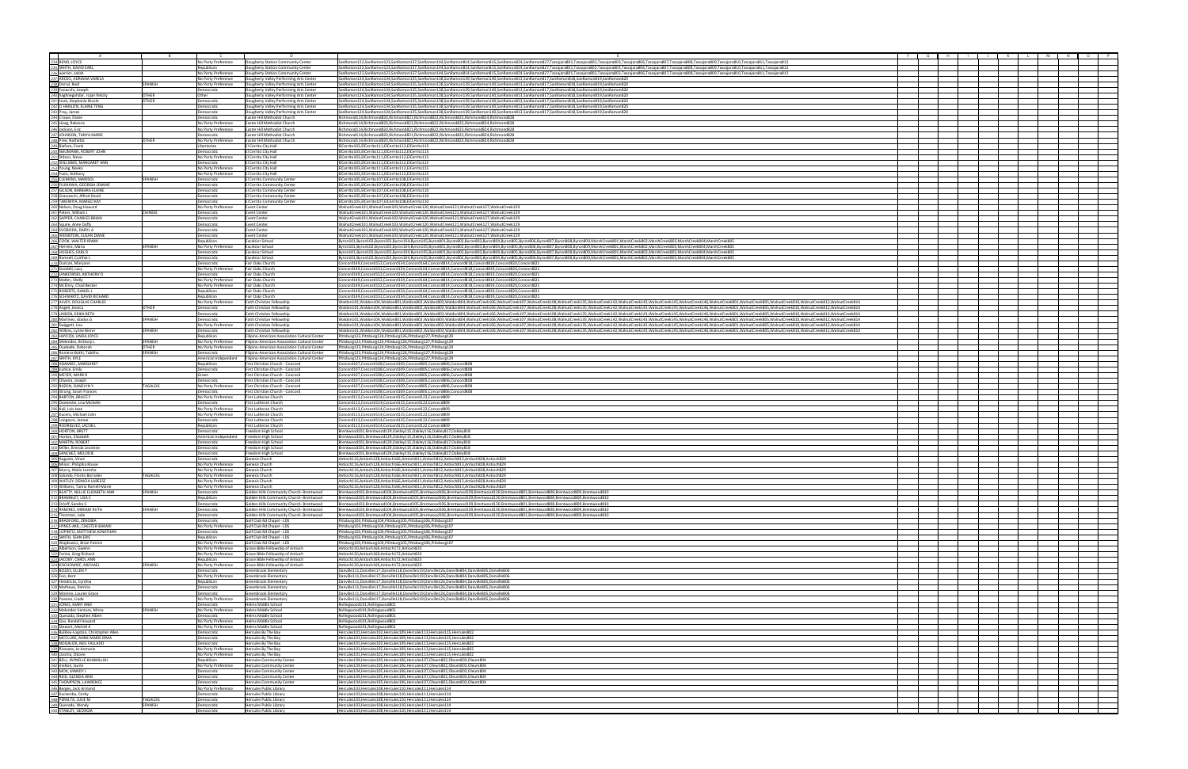| A | B | C | D | E |
|---|---|---|---|---|
| REAO, JOYCE | | No Party Preference | Dougherty Station Community Center | SanRamon122,SanRamon123,SanRamon137,SanRamon144,SanRamon814,SanRamon815,SanRamon824,SanRamon827,Tassajara801,Tassajara802,Tassajara803,Tassajara806,Tassajara807,Tassajara808,Tassajara809,Tassajara810,Tassajara811,Tassajara812 |
| SMITH, DAVID EARL | | Republican | Dougherty Station Community Center | SanRamon122,SanRamon123,SanRamon137,SanRamon144,SanRamon814,SanRamon815,SanRamon824,SanRamon827,Tassajara801,Tassajara802,Tassajara803,Tassajara806,Tassajara807,Tassajara808,Tassajara809,Tassajara810,Tassajara811,Tassajara812 |
| warner, sarah | | No Party Preference | Dougherty Station Community Center | SanRamon122,SanRamon123,SanRamon137,SanRamon144,SanRamon814,SanRamon815,SanRamon824,SanRamon827,Tassajara801,Tassajara802,Tassajara803,Tassajara806,Tassajara807,Tassajara808,Tassajara809,Tassajara810,Tassajara811,Tassajara812 |
| ARCEO, ADRIANA VARELA | | No Party Preference | Dougherty Valley Performing Arts Center | SanRamon124,SanRamon134,SanRamon135,SanRamon138,SanRamon139,SanRamon140,SanRamon813,SanRamon817,SanRamon818,SanRamon819,SanRamon820 |
| Carryl, Reid | SPANISH | No Party Preference | Dougherty Valley Performing Arts Center | SanRamon124,SanRamon134,SanRamon135,SanRamon138,SanRamon139,SanRamon140,SanRamon813,SanRamon817,SanRamon818,SanRamon819,SanRamon820 |
| Fonacchi, Joseph | | Democratic | Dougherty Valley Performing Arts Center | SanRamon124,SanRamon134,SanRamon135,SanRamon138,SanRamon139,SanRamon140,SanRamon813,SanRamon817,SanRamon818,SanRamon819,SanRamon820 |
| Jagtenegahdar, Jujan Felicity | OTHER | Other | Dougherty Valley Performing Arts Center | SanRamon124,SanRamon134,SanRamon135,SanRamon138,SanRamon139,SanRamon140,SanRamon813,SanRamon817,SanRamon818,SanRamon819,SanRamon820 |
| Hunt, Stephanie Nicole | OTHER | Democratic | Dougherty Valley Performing Arts Center | SanRamon124,SanRamon134,SanRamon135,SanRamon138,SanRamon139,SanRamon140,SanRamon813,SanRamon817,SanRamon818,SanRamon819,SanRamon820 |
| O'HANLON, ELAINE TENG | | Democratic | Dougherty Valley Performing Arts Center | SanRamon124,SanRamon134,SanRamon135,SanRamon138,SanRamon139,SanRamon140,SanRamon813,SanRamon817,SanRamon818,SanRamon819,SanRamon820 |
| Pray, James | | Democratic | Dougherty Valley Performing Arts Center | SanRamon124,SanRamon134,SanRamon135,SanRamon138,SanRamon139,SanRamon140,SanRamon813,SanRamon817,SanRamon818,SanRamon819,SanRamon820 |
| Crowe, Diane | | Democratic | Easter Hill Methodist Church | Richmond114,Richmond820,Richmond821,Richmond822,Richmond823,Richmond824,Richmond828 |
| Hoag, Rebecca | | No Party Preference | Easter Hill Methodist Church | Richmond114,Richmond820,Richmond821,Richmond822,Richmond823,Richmond824,Richmond828 |
| Jackson, Eric | | No Party Preference | Easter Hill Methodist Church | Richmond114,Richmond820,Richmond821,Richmond822,Richmond823,Richmond824,Richmond828 |
| JOHNSON, TANYA MARIE | | Democratic | Easter Hill Methodist Church | Richmond114,Richmond820,Richmond821,Richmond822,Richmond823,Richmond824,Richmond828 |
| Pine, Natherta | OTHER | No Party Preference | Easter Hill Methodist Church | Richmond114,Richmond820,Richmond821,Richmond822,Richmond823,Richmond824,Richmond828 |
| Bafore, Frank | | Libertarian | El Cerrito City Hall | ElCerrito103,ElCerrito111,ElCerrito112,ElCerrito115 |
| NEUMANN, ROBERT JOHN | | Democratic | El Cerrito City Hall | ElCerrito103,ElCerrito111,ElCerrito112,ElCerrito115 |
| Sillson, Steve | | No Party Preference | El Cerrito City Hall | ElCerrito103,ElCerrito111,ElCerrito112,ElCerrito115 |
| WILLIAMS, MARGARET ANN | | Democratic | El Cerrito City Hall | ElCerrito103,ElCerrito111,ElCerrito112,ElCerrito115 |
| Young, Neeka | | No Party Preference | El Cerrito City Hall | ElCerrito103,ElCerrito111,ElCerrito112,ElCerrito115 |
| Yuen, Anthony | | No Party Preference | El Cerrito City Hall | ElCerrito103,ElCerrito111,ElCerrito112,ElCerrito115 |
| CLEMENS, MARISOL | SPANISH | Democratic | El Cerrito Community Center | ElCerrito105,ElCerrito107,ElCerrito108,ElCerrito110 |
| FUJIKAWA, GEORGIA DIANNE | | Democratic | El Cerrito Community Center | ElCerrito105,ElCerrito107,ElCerrito108,ElCerrito110 |
| GILSON, BARBARA ELAINE | | Democratic | El Cerrito Community Center | ElCerrito105,ElCerrito107,ElCerrito108,ElCerrito110 |
| Grassecchi, Alfred David | | Democratic | El Cerrito Community Center | ElCerrito105,ElCerrito107,ElCerrito108,ElCerrito110 |
| TAKEMIYA, MARGO KAY | | Democratic | El Cerrito Community Center | ElCerrito105,ElCerrito107,ElCerrito108,ElCerrito110 |
| Nelson, Doug Howard | | No Party Preference | Event Center | WalnutCreek101,WalnutCreek103,WalnutCreek120,WalnutCreek121,WalnutCreek127,WalnutCreek129 |
| Peters, William J | CHINESE | Democratic | Event Center | WalnutCreek101,WalnutCreek103,WalnutCreek120,WalnutCreek121,WalnutCreek127,WalnutCreek129 |
| SAPPER, CHARLES BRIAN | | Democratic | Event Center | WalnutCreek101,WalnutCreek103,WalnutCreek120,WalnutCreek121,WalnutCreek127,WalnutCreek129 |
| Squire, Anne Duffy | | Democratic | Event Center | WalnutCreek101,WalnutCreek103,WalnutCreek120,WalnutCreek121,WalnutCreek127,WalnutCreek129 |
| SVOBODA, DARYL A | | Democratic | Event Center | WalnutCreek101,WalnutCreek103,WalnutCreek120,WalnutCreek121,WalnutCreek127,WalnutCreek129 |
| WEINSTEIN, SUSAN DIANE | | Democratic | Event Center | WalnutCreek101,WalnutCreek103,WalnutCreek120,WalnutCreek121,WalnutCreek127,WalnutCreek129 |
| COOK, WALTER WINN | | Republican | Excelsior School | Byron101,Byron102,Byron103,Byron104,Byron105,Byron801,Byron802,Byron803,Byron804,Byron805,Byron806,Byron807,Byron808,Byron809,MarshCreek801,MarshCreek802,MarshCreek803,MarshCreek804,MarshCreek805 |
| Herrera, Maria | SPANISH | No Party Preference | Excelsior School | Byron101,Byron102,Byron103,Byron104,Byron105,Byron801,Byron802,Byron803,Byron804,Byron805,Byron806,Byron807,Byron808,Byron809,MarshCreek801,MarshCreek802,MarshCreek803,MarshCreek804,MarshCreek805 |
| HUGHES, EARL R | | Democratic | Excelsior School | Byron101,Byron102,Byron103,Byron104,Byron105,Byron801,Byron802,Byron803,Byron804,Byron805,Byron806,Byron807,Byron808,Byron809,MarshCreek801,MarshCreek802,MarshCreek803,MarshCreek804,MarshCreek805 |
| Russell, Cynthia L | | Democratic | Excelsior School | Byron101,Byron102,Byron103,Byron104,Byron105,Byron801,Byron802,Byron803,Byron804,Byron805,Byron806,Byron807,Byron808,Byron809,MarshCreek801,MarshCreek802,MarshCreek803,MarshCreek804,MarshCreek805 |
| Duncan, Maryann | | Democratic | Fair Oaks Church | Concord149,Concord152,Concord154,Concord164,Concord814,Concord818,Concord819,Concord820,Concord821 |
| Goodell, Lucy | | No Party Preference | Fair Oaks Church | Concord149,Concord152,Concord154,Concord164,Concord814,Concord818,Concord819,Concord820,Concord821 |
| JANKOWSKI, ANTHONY D | | Democratic | Fair Oaks Church | Concord149,Concord152,Concord154,Concord164,Concord814,Concord818,Concord819,Concord820,Concord821 |
| Maher, Shelly | | No Party Preference | Fair Oaks Church | Concord149,Concord152,Concord154,Concord164,Concord814,Concord818,Concord819,Concord820,Concord821 |
| McElroy, Chad Becker | | No Party Preference | Fair Oaks Church | Concord149,Concord152,Concord154,Concord164,Concord814,Concord818,Concord819,Concord820,Concord821 |
| ROBERTS, DANIEL J | | Republican | Fair Oaks Church | Concord149,Concord152,Concord154,Concord164,Concord814,Concord818,Concord819,Concord820,Concord821 |
| SCHWARTZ, DAVID RICHARD | | Republican | Fair Oaks Church | Concord149,Concord152,Concord154,Concord164,Concord814,Concord818,Concord819,Concord820,Concord821 |
| ALVEY, DOUGLAS CHARLES | | No Party Preference | Faith Christian Fellowship | Walden101,Walden104,Walden801,Walden802,Walden803,Walden804,WalnutCreek106,WalnutCreek107,WalnutCreek108,WalnutCreek135,WalnutCreek142,WalnutCreek143,WalnutCreek145,WalnutCreek146,WalnutCreek801,WalnutCreek805,WalnutCreek810,WalnutCreek812,WalnutCreek814 |
| Angell, Jessica | OTHER | Democratic | Faith Christian Fellowship | Walden101,Walden104,Walden801,Walden802,Walden803,Walden804,WalnutCreek106,WalnutCreek107,WalnutCreek108,WalnutCreek135,WalnutCreek142,WalnutCreek143,WalnutCreek145,WalnutCreek146,WalnutCreek801,WalnutCreek805,WalnutCreek810,WalnutCreek812,WalnutCreek814 |
| LINDEN, ERIKA BETH | | Democratic | Faith Christian Fellowship | Walden101,Walden104,Walden801,Walden802,Walden803,Walden804,WalnutCreek106,WalnutCreek107,WalnutCreek108,WalnutCreek135,WalnutCreek142,WalnutCreek143,WalnutCreek145,WalnutCreek146,WalnutCreek801,WalnutCreek805,WalnutCreek810,WalnutCreek812,WalnutCreek814 |
| Martinez, Gladys G | SPANISH | Democratic | Faith Christian Fellowship | Walden101,Walden104,Walden801,Walden802,Walden803,Walden804,WalnutCreek106,WalnutCreek107,WalnutCreek108,WalnutCreek135,WalnutCreek142,WalnutCreek143,WalnutCreek145,WalnutCreek146,WalnutCreek801,WalnutCreek805,WalnutCreek810,WalnutCreek812,WalnutCreek814 |
| Swiggett, Lisa | | No Party Preference | Faith Christian Fellowship | Walden101,Walden104,Walden801,Walden802,Walden803,Walden804,WalnutCreek106,WalnutCreek107,WalnutCreek108,WalnutCreek135,WalnutCreek142,WalnutCreek143,WalnutCreek145,WalnutCreek146,WalnutCreek801,WalnutCreek805,WalnutCreek810,WalnutCreek812,WalnutCreek814 |
| Williams, Lynne Berrier | SPANISH | Democratic | Faith Christian Fellowship | Walden101,Walden104,Walden801,Walden802,Walden803,Walden804,WalnutCreek106,WalnutCreek107,WalnutCreek108,WalnutCreek135,WalnutCreek142,WalnutCreek143,WalnutCreek145,WalnutCreek146,WalnutCreek801,WalnutCreek805,WalnutCreek810,WalnutCreek812,WalnutCreek814 |
| HAYCOX, LINDA JOYCE | | Republican | Filipino-American Association Cultural Center | Pittsburg123,Pittsburg124,Pittsburg126,Pittsburg127,Pittsburg129 |
| Melendez, Brittany L | SPANISH | No Party Preference | Filipino-American Association Cultural Center | Pittsburg123,Pittsburg124,Pittsburg126,Pittsburg127,Pittsburg129 |
| Oyebade, Deborah | OTHER | No Party Preference | Filipino-American Association Cultural Center | Pittsburg123,Pittsburg124,Pittsburg126,Pittsburg127,Pittsburg129 |
| Romero-Vallin, Tabitha | SPANISH | Democratic | Filipino-American Association Cultural Center | Pittsburg123,Pittsburg124,Pittsburg126,Pittsburg127,Pittsburg129 |
| SMITH, KYLE | | American Independent | Filipino-American Association Cultural Center | Pittsburg123,Pittsburg124,Pittsburg126,Pittsburg127,Pittsburg129 |
| ADAMEC, MARGARET | | Republican | First Christian Church - Concord | Concord107,Concord108,Concord109,Concord805,Concord806,Concord808 |
| Justice, Emily | | Democratic | First Christian Church - Concord | Concord107,Concord108,Concord109,Concord805,Concord806,Concord808 |
| MEYER, MARIE R | | Green | First Christian Church - Concord | Concord107,Concord108,Concord109,Concord805,Concord806,Concord808 |
| Oliveira, Joseph | | Democratic | First Christian Church - Concord | Concord107,Concord108,Concord109,Concord805,Concord806,Concord808 |
| RAZON, CAROLYN Y | TAGALOG | No Party Preference | First Christian Church - Concord | Concord107,Concord108,Concord109,Concord805,Concord806,Concord808 |
| Strong, Sarah Frances | | Democratic | First Christian Church - Concord | Concord107,Concord108,Concord109,Concord805,Concord806,Concord808 |
| BARTON, BRUCE F | | No Party Preference | First Lutheran Church | Concord113,Concord114,Concord115,Concord122,Concord809 |
| Domenico, Lisa Michelle | | Democratic | First Lutheran Church | Concord113,Concord114,Concord115,Concord122,Concord809 |
| Kail, Lois Jean | | Democratic | First Lutheran Church | Concord113,Concord114,Concord115,Concord122,Concord809 |
| Kucera, Michael John | | No Party Preference | First Lutheran Church | Concord113,Concord114,Concord115,Concord122,Concord809 |
| Longmire, Jaimee | | Democratic | First Lutheran Church | Concord113,Concord114,Concord115,Concord122,Concord809 |
| RODRIGUEZ, JACOB L | | Republican | First Lutheran Church | Concord113,Concord114,Concord115,Concord122,Concord809 |
| HORTON, BRETT | | Democratic | Freedom High School | Brentwood101,Brentwood129,Oakley115,Oakley116,Oakley817,Oakley818 |
| Horton, Elizabeth | | American Independent | Freedom High School | Brentwood101,Brentwood129,Oakley115,Oakley116,Oakley817,Oakley818 |
| MARTIN, ROBERT | | Democratic | Freedom High School | Brentwood101,Brentwood129,Oakley115,Oakley116,Oakley817,Oakley818 |
| Miller, Brenda Leontine | | Democratic | Freedom High School | Brentwood101,Brentwood129,Oakley115,Oakley116,Oakley817,Oakley818 |
| SANCHEZ, MELODIE | | Democratic | Freedom High School | Brentwood101,Brentwood129,Oakley115,Oakley116,Oakley817,Oakley818 |
| Augusta, Vince | | Democratic | Genesis Church | Antioch116,Antioch128,Antioch166,Antioch811,Antioch812,Antioch813,Antioch828,Antioch829 |
| Mincer, Philipina Rouse | | No Party Preference | Genesis Church | Antioch116,Antioch128,Antioch166,Antioch811,Antioch812,Antioch813,Antioch828,Antioch829 |
| Munro, Maria Loretha | | No Party Preference | Genesis Church | Antioch116,Antioch128,Antioch166,Antioch811,Antioch812,Antioch813,Antioch828,Antioch829 |
| Salcedo, Florita Borrolan | TAGALOG | No Party Preference | Genesis Church | Antioch116,Antioch128,Antioch166,Antioch811,Antioch812,Antioch813,Antioch828,Antioch829 |
| WATLEY, DEMICA LARIESE | | No Party Preference | Genesis Church | Antioch116,Antioch128,Antioch166,Antioch811,Antioch812,Antioch813,Antioch828,Antioch829 |
| Williams, Tamra Ramell-Marie | | No Party Preference | Genesis Church | Antioch116,Antioch128,Antioch166,Antioch811,Antioch812,Antioch813,Antioch828,Antioch829 |
| BEATTY, NELLIE ELIZABETH ANN | SPANISH | Democratic | Golden Hills Community Church - Brentwood | Brentwood103,Brentwood104,Brentwood105,Brentwood106,Brentwood109,Brentwood130,Brentwood801,Brentwood808,Brentwood809,Brentwood810 |
| BRAMBLETT, LISA C | | Republican | Golden Hills Community Church - Brentwood | Brentwood103,Brentwood104,Brentwood105,Brentwood106,Brentwood109,Brentwood130,Brentwood801,Brentwood808,Brentwood809,Brentwood810 |
| Orloff, Sandra S | | Democratic | Golden Hills Community Church - Brentwood | Brentwood103,Brentwood104,Brentwood105,Brentwood106,Brentwood109,Brentwood130,Brentwood801,Brentwood808,Brentwood809,Brentwood810 |
| RAMIREZ, MIRIAM RUTH | SPANISH | Democratic | Golden Hills Community Church - Brentwood | Brentwood103,Brentwood104,Brentwood105,Brentwood106,Brentwood109,Brentwood130,Brentwood801,Brentwood808,Brentwood809,Brentwood810 |
| Thornton, Julie | | Democratic | Golden Hills Community Church - Brentwood | Brentwood103,Brentwood104,Brentwood105,Brentwood106,Brentwood109,Brentwood130,Brentwood801,Brentwood808,Brentwood809,Brentwood810 |
| BRADFORD, ZINOBIA | | Democratic | Golf Club Rd Chapel - LDS | Pittsburg103,Pittsburg104,Pittsburg105,Pittsburg106,Pittsburg107 |
| HYNES-AKL, CHESTER-NAKARI | | No Party Preference | Golf Club Rd Chapel - LDS | Pittsburg103,Pittsburg104,Pittsburg105,Pittsburg106,Pittsburg107 |
| LOPRETO, MATTHEW JONATHAN | | Democratic | Golf Club Rd Chapel - LDS | Pittsburg103,Pittsburg104,Pittsburg105,Pittsburg106,Pittsburg107 |
| SMITH, SEAN ERIC | | Republican | Golf Club Rd Chapel - LDS | Pittsburg103,Pittsburg104,Pittsburg105,Pittsburg106,Pittsburg107 |
| Wegkowicz, Brian Patrick | | No Party Preference | Golf Club Rd Chapel - LDS | Pittsburg103,Pittsburg104,Pittsburg105,Pittsburg106,Pittsburg107 |
| Albertson, Gwenn | | No Party Preference | Grace Bible Fellowship of Antioch | Antioch130,Antioch169,Antioch172,Antioch823 |
| Farina, Greg Richard | | No Party Preference | Grace Bible Fellowship of Antioch | Antioch130,Antioch169,Antioch172,Antioch823 |
| JACOBY, CAROL ANN | | Republican | Grace Bible Fellowship of Antioch | Antioch130,Antioch169,Antioch172,Antioch823 |
| KOCHOWSKI, MICHAEL | SPANISH | No Party Preference | Grace Bible Fellowship of Antioch | Antioch130,Antioch169,Antioch172,Antioch823 |
| BOZZO, ELLEN T | | Democratic | Greenbrook Elementary | Danville111,Danville117,Danville118,Danville119,Danville126,Danville804,Danville805,Danville806 |
| Fox, Kent | | No Party Preference | Greenbrook Elementary | Danville111,Danville117,Danville118,Danville119,Danville126,Danville804,Danville805,Danville806 |
| Hendricks, Cynthia | | Republican | Greenbrook Elementary | Danville111,Danville117,Danville118,Danville119,Danville126,Danville804,Danville805,Danville806 |
| Matthews, Patricia | | Democratic | Greenbrook Elementary | Danville111,Danville117,Danville118,Danville119,Danville126,Danville804,Danville805,Danville806 |
| Moreno, Lauren Grace | | Democratic | Greenbrook Elementary | Danville111,Danville117,Danville118,Danville119,Danville126,Danville804,Danville805,Danville806 |
| Powese, Linde | | No Party Preference | Greenbrook Elementary | Danville111,Danville117,Danville118,Danville119,Danville126,Danville804,Danville805,Danville806 |
| JONES, MARY ANN | | Democratic | Helms Middle School | Rollingwood101,Rollingwood801 |
| Melendez Venturo, Mirna | SPANISH | No Party Preference | Helms Middle School | Rollingwood101,Rollingwood801 |
| Quesada, Stephen Albert | | Democratic | Helms Middle School | Rollingwood101,Rollingwood801 |
| Sosa, Randall Howard | | No Party Preference | Helms Middle School | Rollingwood101,Rollingwood801 |
| Stewart, Michelle A | | No Party Preference | Helms Middle School | Rollingwood101,Rollingwood801 |
| Bagley-Logston, Christopher Allen | | Democratic | Hercules By The Bay | Hercules101,Hercules102,Hercules109,Hercules113,Hercules115,Hercules802 |
| MCCLURE, ANNE MARIE RYAN | | Democratic | Hercules By The Bay | Hercules101,Hercules102,Hercules109,Hercules113,Hercules115,Hercules802 |
| MCQUEEN, NEIL FALLADO | | Democratic | Hercules By The Bay | Hercules101,Hercules102,Hercules109,Hercules113,Hercules115,Hercules802 |
| Rosauro, Jo-Ann | | No Party Preference | Hercules By The Bay | Hercules101,Hercules102,Hercules109,Hercules113,Hercules115,Hercules802 |
| Tacoma, Dionne | | No Party Preference | Hercules By The Bay | Hercules101,Hercules102,Hercules109,Hercules113,Hercules115,Hercules802 |
| BELL, MYRELLE SHAMILLAH | | Republican | Hercules Community Center | Hercules104,Hercules105,Hercules106,Hercules107,Rodeo802,Rodeo803,Rodeo804 |
| melton, Suzie | | No Party Preference | Hercules Community Center | Hercules104,Hercules105,Hercules106,Hercules107,Rodeo802,Rodeo803,Rodeo804 |
| MOK, RANDY I | | Democratic | Hercules Community Center | Hercules104,Hercules105,Hercules106,Hercules107,Rodeo802,Rodeo803,Rodeo804 |
| REID, GLENDA ANN | | Democratic | Hercules Community Center | Hercules104,Hercules105,Hercules106,Hercules107,Rodeo802,Rodeo803,Rodeo804 |
| THOMPSON, LAWRENCE | | Democratic | Hercules Community Center | Hercules104,Hercules105,Hercules106,Hercules107,Rodeo802,Rodeo803,Rodeo804 |
| Borges, Jack Armand | | No Party Preference | Hercules Public Library | Hercules103,Hercules108,Hercules110,Hercules111,Hercules114 |
| Kucenko, Corby | | No Party Preference | Hercules Public Library | Hercules103,Hercules108,Hercules110,Hercules111,Hercules114 |
| PERALTA, JULIE M | TAGALOG | Democratic | Hercules Public Library | Hercules103,Hercules108,Hercules110,Hercules111,Hercules114 |
| Quesada, Wendy | SPANISH | Democratic | Hercules Public Library | Hercules103,Hercules108,Hercules110,Hercules111,Hercules114 |
| STANLEY, GEORGIA | | Democratic | Hercules Public Library | Hercules103,Hercules108,Hercules110,Hercules111,Hercules114 |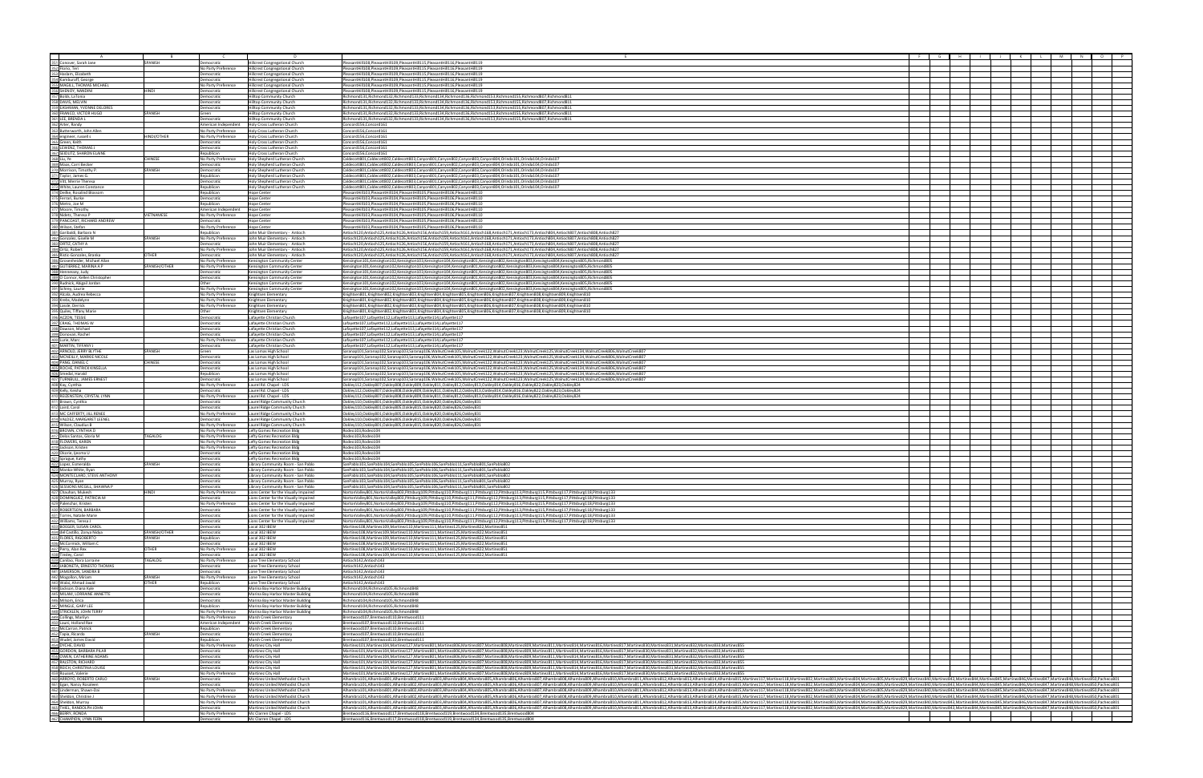| | A | B | C | D | E |
|---|---|---|---|---|---|
| 352 | Conover, Sarah Jane | SPANISH | Democratic | Hillcrest Congregational Church | PleasantHill108,PleasantHill109,PleasantHill115,PleasantHill116,PleasantHill119 |
| 353 | Hurst, Teri | | No Party Preference | Hillcrest Congregational Church | PleasantHill108,PleasantHill109,PleasantHill115,PleasantHill116,PleasantHill119 |
| 354 | Haslam, Elizabeth | | Democratic | Hillcrest Congregational Church | PleasantHill108,PleasantHill109,PleasantHill115,PleasantHill116,PleasantHill119 |
| 355 | Kartikaroff, George | | Democratic | Hillcrest Congregational Church | PleasantHill108,PleasantHill109,PleasantHill115,PleasantHill116,PleasantHill119 |
| 356 | NAGEL, THOMAS MICHAEL | | No Party Preference | Hillcrest Congregational Church | PleasantHill108,PleasantHill109,PleasantHill115,PleasantHill116,PleasantHill119 |
| 357 | SHENOY, NANDINI | HINDI | Democratic | Hillcrest Congregational Church | PleasantHill108,PleasantHill109,PleasantHill115,PleasantHill116,PleasantHill119 |
| 358 | Bolds, LaTonia | | Democratic | Hilltop Community Church | Richmond131,Richmond132,Richmond133,Richmond134,Richmond136,Richmond153,Richmond155,Richmond807,Richmond811 |
| 359 | DAVIS, MELVIN | | Democratic | Hilltop Community Church | Richmond131,Richmond132,Richmond133,Richmond134,Richmond136,Richmond153,Richmond155,Richmond807,Richmond811 |
| 360 | GRAHAM, YVONNE DELORES | | Democratic | Hilltop Community Church | Richmond131,Richmond132,Richmond133,Richmond134,Richmond136,Richmond153,Richmond155,Richmond807,Richmond811 |
| 361 | FRANCO, VICTOR HUGO | SPANISH | Green | Hilltop Community Church | Richmond131,Richmond132,Richmond133,Richmond134,Richmond136,Richmond153,Richmond155,Richmond807,Richmond811 |
| 362 | LEE, BRENDA L | | Democratic | Hilltop Community Church | Richmond131,Richmond132,Richmond133,Richmond134,Richmond136,Richmond153,Richmond155,Richmond807,Richmond811 |
| 363 | Arter, Randy | | American Independent | Holy Cross Lutheran Church | Concord156,Concord161 |
| 364 | Badenrauch, John Allen | | No Party Preference | Holy Cross Lutheran Church | Concord156,Concord161 |
| 365 | engineer, russell s | HINDI/OTHER | No Party Preference | Holy Cross Lutheran Church | Concord156,Concord161 |
| 366 | Green, Keith | | Democratic | Holy Cross Lutheran Church | Concord156,Concord161 |
| 367 | LEMENZ, THOMAS J | | Democratic | Holy Cross Lutheran Church | Concord156,Concord161 |
| 368 | SKOLUTZ, SHARON ELAINE | | Republican | Holy Cross Lutheran Church | Concord156,Concord161 |
| 369 | Liu, Ye | CHINESE | No Party Preference | Holy Shepherd Lutheran Church | Caldecott801,Caldecott802,Caldecott803,Canyon801,Canyon802,Canyon803,Canyon804,Orinda101,Orinda106,Orinda107 |
| 370 | Moon, Corri Becker | | Democratic | Holy Shepherd Lutheran Church | Caldecott801,Caldecott802,Caldecott803,Canyon801,Canyon802,Canyon803,Canyon804,Orinda101,Orinda106,Orinda107 |
| 371 | Morrison, Timothy P | SPANISH | Democratic | Holy Shepherd Lutheran Church | Caldecott801,Caldecott802,Caldecott803,Canyon801,Canyon802,Canyon803,Canyon804,Orinda101,Orinda106,Orinda107 |
| 372 | Taylor, James G. | | Republican | Holy Shepherd Lutheran Church | Caldecott801,Caldecott802,Caldecott803,Canyon801,Canyon802,Canyon803,Canyon804,Orinda101,Orinda106,Orinda107 |
| 373 | Vitt, Merrie Theresa | | Democratic | Holy Shepherd Lutheran Church | Caldecott801,Caldecott802,Caldecott803,Canyon801,Canyon802,Canyon803,Canyon804,Orinda101,Orinda106,Orinda107 |
| 374 | Wilkin, Lauren Constance | | Republican | Holy Shepherd Lutheran Church | Caldecott801,Caldecott802,Caldecott803,Canyon801,Canyon802,Canyon803,Canyon804,Orinda101,Orinda106,Orinda107 |
| 375 | Delbo, Rosalind Blossom | | Republican | Hope Center | PleasantHill103,PleasantHill104,PleasantHill105,PleasantHill106,PleasantHill110 |
| 376 | Ferrari, Burke | | Democratic | Hope Center | PleasantHill103,PleasantHill104,PleasantHill105,PleasantHill106,PleasantHill110 |
| 377 | Mettra, Joe M | | Republican | Hope Center | PleasantHill103,PleasantHill104,PleasantHill105,PleasantHill106,PleasantHill110 |
| 378 | Moore, Timothy | | American Independent | Hope Center | PleasantHill103,PleasantHill104,PleasantHill105,PleasantHill106,PleasantHill110 |
| 379 | Nidetz, Theresa P | VIETNAMESE | No Party Preference | Hope Center | PleasantHill103,PleasantHill104,PleasantHill105,PleasantHill106,PleasantHill110 |
| 380 | PANCOAST, RICHARD ANDREW | | Democratic | Hope Center | PleasantHill103,PleasantHill104,PleasantHill105,PleasantHill106,PleasantHill110 |
| 381 | Wilson, Stefan | | No Party Preference | Hope Center | PleasantHill103,PleasantHill104,PleasantHill105,PleasantHill106,PleasantHill110 |
| 382 | Garibaldi, Barbara N | | Republican | John Muir Elementary - Antioch | Antioch120,Antioch125,Antioch126,Antioch156,Antioch159,Antioch161,Antioch168,Antioch171,Antioch173,Antioch806,Antioch807,Antioch808,Antioch827 |
| 383 | Gonzalez, Giselle M | SPANISH | No Party Preference | John Muir Elementary - Antioch | Antioch120,Antioch125,Antioch126,Antioch156,Antioch159,Antioch161,Antioch168,Antioch171,Antioch173,Antioch806,Antioch807,Antioch808,Antioch827 |
| 384 | ORTIZ, CATHY A | | Democratic | John Muir Elementary - Antioch | Antioch120,Antioch125,Antioch126,Antioch156,Antioch159,Antioch161,Antioch168,Antioch171,Antioch173,Antioch806,Antioch807,Antioch808,Antioch827 |
| 385 | Ortiz, Robert | | No Party Preference | John Muir Elementary - Antioch | Antioch120,Antioch125,Antioch126,Antioch156,Antioch159,Antioch161,Antioch168,Antioch171,Antioch173,Antioch806,Antioch807,Antioch808,Antioch827 |
| 386 | Prieto-Gonzalez, Branka | OTHER | Democratic | John Muir Elementary - Antioch | Antioch120,Antioch125,Antioch126,Antioch156,Antioch159,Antioch161,Antioch168,Antioch171,Antioch173,Antioch806,Antioch807,Antioch808,Antioch827 |
| 387 | Breisenholder, Michael Allen | | No Party Preference | Kensington Community Center | Kensington101,Kensington102,Kensington103,Kensington104,Kensington801,Kensington802,Kensington803,Kensington804,Kensington805,Richmond805 |
| 388 | GUTIERREZ, MARINA A P | SPANISH/OTHER | No Party Preference | Kensington Community Center | Kensington101,Kensington102,Kensington103,Kensington104,Kensington801,Kensington802,Kensington803,Kensington804,Kensington805,Richmond805 |
| 389 | Hennessey, Judy | | Democratic | Kensington Community Center | Kensington101,Kensington102,Kensington103,Kensington104,Kensington801,Kensington802,Kensington803,Kensington804,Kensington805,Richmond805 |
| 390 | O'Connor, Kellen Christopher | | Democratic | Kensington Community Center | Kensington101,Kensington102,Kensington103,Kensington104,Kensington801,Kensington802,Kensington803,Kensington804,Kensington805,Richmond805 |
| 391 | Rudnick, Abigail Jordan | | Other | Kensington Community Center | Kensington101,Kensington102,Kensington103,Kensington104,Kensington801,Kensington802,Kensington803,Kensington804,Kensington805,Richmond805 |
| 392 | Schley, Laurie | | No Party Preference | Kensington Community Center | Kensington101,Kensington102,Kensington103,Kensington104,Kensington801,Kensington802,Kensington803,Kensington804,Kensington805,Richmond805 |
| 393 | Alcala, Audrea Rebecca | | No Party Preference | Knightsen Elementary | Knightsen801,Knightsen802,Knightsen803,Knightsen804,Knightsen805,Knightsen806,Knightsen807,Knightsen808,Knightsen809,Knightsen810 |
| 394 | Krebs, Madelynn | | No Party Preference | Knightsen Elementary | Knightsen801,Knightsen802,Knightsen803,Knightsen804,Knightsen805,Knightsen806,Knightsen807,Knightsen808,Knightsen809,Knightsen810 |
| 395 | Lasile, Derrick | | No Party Preference | Knightsen Elementary | Knightsen801,Knightsen802,Knightsen803,Knightsen804,Knightsen805,Knightsen806,Knightsen807,Knightsen808,Knightsen809,Knightsen810 |
| 396 | Quiles, Tiffany Marie | | Other | Knightsen Elementary | Knightsen801,Knightsen802,Knightsen803,Knightsen804,Knightsen805,Knightsen806,Knightsen807,Knightsen808,Knightsen809,Knightsen810 |
| 397 | ACZON, TESSIE | | Democratic | Lafayette Christian Church | Lafayette107,Lafayette112,Lafayette113,Lafayette116,Lafayette117 |
| 398 | CRAIG, THOMAS W | | Democratic | Lafayette Christian Church | Lafayette107,Lafayette112,Lafayette113,Lafayette116,Lafayette117 |
| 399 | Dawson, Michael | | Democratic | Lafayette Christian Church | Lafayette107,Lafayette112,Lafayette113,Lafayette116,Lafayette117 |
| 400 | Donaldson, Rachel | | Democratic | Lafayette Christian Church | Lafayette107,Lafayette112,Lafayette113,Lafayette116,Lafayette117 |
| 401 | Lusk, Marc | | No Party Preference | Lafayette Christian Church | Lafayette107,Lafayette112,Lafayette113,Lafayette116,Lafayette117 |
| 402 | MARTIN, TIFFANY I | | Democratic | Lafayette Christian Church | Lafayette107,Lafayette112,Lafayette113,Lafayette116,Lafayette117 |
| 403 | ARNOLD, JERRY BLYTHE | SPANISH | Green | Las Lomas High School | Saranap101,Saranap102,Saranap103,Saranap106,WalnutCreek105,WalnutCreek122,WalnutCreek123,WalnutCreek125,WalnutCreek134,WalnutCreek806,WalnutCreek807 |
| 404 | BONELLY, MARIE NICOLE | | Democratic | Las Lomas High School | Saranap101,Saranap102,Saranap103,Saranap106,WalnutCreek105,WalnutCreek122,WalnutCreek123,WalnutCreek125,WalnutCreek134,WalnutCreek806,WalnutCreek807 |
| 405 | PANG, DANIEL C | CHINESE | Democratic | Las Lomas High School | Saranap101,Saranap102,Saranap103,Saranap106,WalnutCreek105,WalnutCreek122,WalnutCreek123,WalnutCreek125,WalnutCreek134,WalnutCreek806,WalnutCreek807 |
| 406 | ROCHE, PATRICK KINSELLA | | Democratic | Las Lomas High School | Saranap101,Saranap102,Saranap103,Saranap106,WalnutCreek105,WalnutCreek122,WalnutCreek123,WalnutCreek125,WalnutCreek134,WalnutCreek806,WalnutCreek807 |
| 407 | Smedal, Harold | | Republican | Las Lomas High School | Saranap101,Saranap102,Saranap103,Saranap106,WalnutCreek105,WalnutCreek122,WalnutCreek123,WalnutCreek125,WalnutCreek134,WalnutCreek806,WalnutCreek807 |
| 408 | TURNBULL, JAMES ERNEST | | Democratic | Las Lomas High School | Saranap101,Saranap102,Saranap103,Saranap106,WalnutCreek105,WalnutCreek122,WalnutCreek123,WalnutCreek125,WalnutCreek134,WalnutCreek806,WalnutCreek807 |
| 409 | Kay, Cynthia | | Democratic | Laurel Rd. Chapel - LDS | Oakley112,Oakley807,Oakley808,Oakley809,Oakley811,Oakley812,Oakley813,Oakley814,Oakley816,Oakley822,Oakley823,Oakley824 |
| 410 | Kelly, Keisha | | Democratic | Laurel Rd. Chapel - LDS | Oakley112,Oakley807,Oakley808,Oakley809,Oakley811,Oakley812,Oakley813,Oakley814,Oakley816,Oakley822,Oakley823,Oakley824 |
| 411 | RIGGENSTEIN, CRYSTAL LYNN | | No Party Preference | Laurel Rd. Chapel - LDS | Oakley112,Oakley807,Oakley808,Oakley809,Oakley811,Oakley812,Oakley813,Oakley814,Oakley816,Oakley822,Oakley823,Oakley824 |
| 412 | Brown, Cynthia | | Democratic | Laurel Ridge Community Church | Oakley110,Oakley801,Oakley805,Oakley815,Oakley820,Oakley826,Oakley831 |
| 413 | Laird, Carol | | Democratic | Laurel Ridge Community Church | Oakley110,Oakley801,Oakley805,Oakley815,Oakley820,Oakley826,Oakley831 |
| 414 | MC CAFFERTY, JILL RENEE | | No Party Preference | Laurel Ridge Community Church | Oakley110,Oakley801,Oakley805,Oakley815,Oakley820,Oakley826,Oakley831 |
| 415 | VALDEZ, MARGARET LEONEL | | Democratic | Laurel Ridge Community Church | Oakley110,Oakley801,Oakley805,Oakley815,Oakley820,Oakley826,Oakley831 |
| 416 | Wilson, Claudia R | | No Party Preference | Laurel Ridge Community Church | Oakley110,Oakley801,Oakley805,Oakley815,Oakley820,Oakley826,Oakley831 |
| 417 | BROWN, CYNTHIA D | | No Party Preference | Lefty Gomez Recreation Bldg | Rodeo103,Rodeo104 |
| 418 | Delos Santos, Gloria M | TAGALOG | No Party Preference | Lefty Gomez Recreation Bldg | Rodeo103,Rodeo104 |
| 419 | FLOWERS, KAREN | | No Party Preference | Lefty Gomez Recreation Bldg | Rodeo103,Rodeo104 |
| 420 | Jackson, Kristen | | Democratic | Lefty Gomez Recreation Bldg | Rodeo103,Rodeo104 |
| 421 | Olcese, Jacoma U | | Democratic | Lefty Gomez Recreation Bldg | Rodeo103,Rodeo104 |
| 422 | Sprague, Kathy | | Democratic | Lefty Gomez Recreation Bldg | Rodeo103,Rodeo104 |
| 423 | Lopez, Esmeralda | SPANISH | Democratic | Library Community Room - San Pablo | SanPablo103,SanPablo104,SanPablo105,SanPablo106,SanPablo111,SanPablo801,SanPablo802 |
| 424 | Mendo-White, Ryan | | Democratic | Library Community Room - San Pablo | SanPablo103,SanPablo104,SanPablo105,SanPablo106,SanPablo111,SanPablo801,SanPablo802 |
| 425 | MONTECLARO, STEVE ANTHONY | | Democratic | Library Community Room - San Pablo | SanPablo103,SanPablo104,SanPablo105,SanPablo106,SanPablo111,SanPablo801,SanPablo802 |
| 426 | Murray, Ryan | | Democratic | Library Community Room - San Pablo | SanPablo103,SanPablo104,SanPablo105,SanPablo106,SanPablo111,SanPablo801,SanPablo802 |
| 427 | SESSIONS-MCGILL, SHAWNA P | | Democratic | Library Community Room - San Pablo | SanPablo103,SanPablo104,SanPablo105,SanPablo106,SanPablo111,SanPablo801,SanPablo802 |
| 428 | Chauhan, Mukesh | HINDI | No Party Preference | Lions Center for the Visually Impaired | NortonValley801,NortonValley803,Pittsburg109,Pittsburg110,Pittsburg112,Pittsburg113,Pittsburg115,Pittsburg117,Pittsburg118,Pittsburg133 |
| 429 | DOMINGUEZ, PATRICIA M | | Democratic | Lions Center for the Visually Impaired | NortonValley801,NortonValley803,Pittsburg109,Pittsburg110,Pittsburg112,Pittsburg113,Pittsburg115,Pittsburg117,Pittsburg118,Pittsburg133 |
| 430 | Palenchar, Kristen | | No Party Preference | Lions Center for the Visually Impaired | NortonValley801,NortonValley803,Pittsburg109,Pittsburg110,Pittsburg112,Pittsburg113,Pittsburg115,Pittsburg117,Pittsburg118,Pittsburg133 |
| 431 | ROBERTSON, BARBARA | | Democratic | Lions Center for the Visually Impaired | NortonValley801,NortonValley803,Pittsburg109,Pittsburg110,Pittsburg112,Pittsburg113,Pittsburg115,Pittsburg117,Pittsburg118,Pittsburg133 |
| 432 | Torres, Natalie Marie | | Democratic | Lions Center for the Visually Impaired | NortonValley801,NortonValley803,Pittsburg109,Pittsburg110,Pittsburg112,Pittsburg113,Pittsburg115,Pittsburg117,Pittsburg118,Pittsburg133 |
| 433 | Williams, Teresa J | | Democratic | Lions Center for the Visually Impaired | NortonValley801,NortonValley803,Pittsburg109,Pittsburg110,Pittsburg112,Pittsburg113,Pittsburg115,Pittsburg117,Pittsburg118,Pittsburg133 |
| 434 | BORGER, SUSAN CAROL | | Democratic | Local 302 IBEW | Martinez108,Martinez109,Martinez110,Martinez111,Martinez125,Martinez822,Martinez851 |
| 435 | del Castillo, Zonya Nidya | SPANISH/OTHER | Democratic | Local 302 IBEW | Martinez108,Martinez109,Martinez110,Martinez111,Martinez125,Martinez822,Martinez851 |
| 436 | FLORES, RIGOBERTO | SPANISH | Republican | Local 302 IBEW | Martinez108,Martinez109,Martinez110,Martinez111,Martinez125,Martinez822,Martinez851 |
| 437 | McCormick, William C | | Democratic | Local 302 IBEW | Martinez108,Martinez109,Martinez110,Martinez111,Martinez125,Martinez822,Martinez851 |
| 438 | Parry, Alan Rex | OTHER | No Party Preference | Local 302 IBEW | Martinez108,Martinez109,Martinez110,Martinez111,Martinez125,Martinez822,Martinez851 |
| 439 | Presley, Carol | | Democratic | Local 302 IBEW | Martinez108,Martinez109,Martinez110,Martinez111,Martinez125,Martinez822,Martinez851 |
| 440 | Cambio, Flora Lorraine | TAGALOG | Democratic | Lone Tree Elementary School | Antioch142,Antioch143 |
| 441 | JARONETA, ERNESTO THOMAS | | Democratic | Lone Tree Elementary School | Antioch142,Antioch143 |
| 442 | JAMERSON, SANDRA B | | Democratic | Lone Tree Elementary School | Antioch142,Antioch143 |
| 443 | Magallon, Miriam | SPANISH | No Party Preference | Lone Tree Elementary School | Antioch142,Antioch143 |
| 444 | Wilkes, Ahmad David | OTHER | Republican | Lone Tree Elementary School | Antioch142,Antioch143 |
| 445 | Jackson, Diana Kyle | | Democratic | Marina Bay Harbor Master Building | Richmond104,Richmond105,Richmond848 |
| 446 | MILAM, LORRAINE ANNETTE | | Democratic | Marina Bay Harbor Master Building | Richmond104,Richmond105,Richmond848 |
| 447 | Minson, Erica | | Democratic | Marina Bay Harbor Master Building | Richmond104,Richmond105,Richmond848 |
| 448 | BENGLE, GARY LEE | | Republican | Marina Bay Harbor Master Building | Richmond104,Richmond105,Richmond848 |
| 449 | STRICKLEN, JOHN TERRY | | No Party Preference | Marina Bay Harbor Master Building | Richmond104,Richmond105,Richmond848 |
| 450 | Collings, Marilyn | | No Party Preference | Marsh Creek Elementary | Brentwood107,Brentwood110,Brentwood111 |
| 451 | Lopes, Holland Rae | | American Independent | Marsh Creek Elementary | Brentwood107,Brentwood110,Brentwood111 |
| 452 | McCarron, Patrick | | Republican | Marsh Creek Elementary | Brentwood107,Brentwood110,Brentwood111 |
| 453 | Trapp, Ricardo | SPANISH | Democratic | Marsh Creek Elementary | Brentwood107,Brentwood110,Brentwood111 |
| 454 | Wiedel, James David | | Republican | Marsh Creek Elementary | Brentwood107,Brentwood110,Brentwood111 |
| 455 | APICHE, DAVID | | No Party Preference | Martinez City Hall | Martinez101,Martinez104,Martinez127,Martinez801,Martinez806,Martinez807,Martinez808,Martinez809,Martinez811,Martinez814,Martinez816,Martinez817,Martinez830,Martinez831,Martinez832,Martinez833,Martinez835 |
| 456 | GORDON, BARBARA PILAR | | Democratic | Martinez City Hall | Martinez101,Martinez104,Martinez127,Martinez801,Martinez806,Martinez807,Martinez808,Martinez809,Martinez811,Martinez814,Martinez816,Martinez817,Martinez830,Martinez831,Martinez832,Martinez833,Martinez835 |
| 457 | OWEN, CATHERINE ADAMS | | No Party Preference | Martinez City Hall | Martinez101,Martinez104,Martinez127,Martinez801,Martinez806,Martinez807,Martinez808,Martinez809,Martinez811,Martinez814,Martinez816,Martinez817,Martinez830,Martinez831,Martinez832,Martinez833,Martinez835 |
| 458 | RALSTON, RICHARD | | Democratic | Martinez City Hall | Martinez101,Martinez104,Martinez127,Martinez801,Martinez806,Martinez807,Martinez808,Martinez809,Martinez811,Martinez814,Martinez816,Martinez817,Martinez830,Martinez831,Martinez832,Martinez833,Martinez835 |
| 459 | REICH, CHRISTINA LOUISE | | Democratic | Martinez City Hall | Martinez101,Martinez104,Martinez127,Martinez801,Martinez806,Martinez807,Martinez808,Martinez809,Martinez811,Martinez814,Martinez816,Martinez817,Martinez830,Martinez831,Martinez832,Martinez833,Martinez835 |
| 460 | Rossett, Valerie | | No Party Preference | Martinez City Hall | Martinez101,Martinez104,Martinez127,Martinez801,Martinez806,Martinez807,Martinez808,Martinez809,Martinez811,Martinez814,Martinez816,Martinez817,Martinez830,Martinez831,Martinez832,Martinez833,Martinez835 |
| 461 | ARROYO, JOSE ROBERTO CARLO | SPANISH | Democratic | Martinez United Methodist Church | Alhambra801,Alhambra802,Alhambra803,Alhambra804,Alhambra805,Alhambra806,Alhambra807,Alhambra808,Alhambra809,Alhambra810,Alhambra811,Alhambra812,Alhambra813,Alhambra814,Alhambra815,Martinez117,Martinez118,Martinez802,Martinez803,Martinez804,Martinez805,Martinez829,Martinez840,Martinez843,Martinez844,Martinez845,Martinez846,Martinez847,Martinez848,Martinez850,Pacheco801 |
| 462 | Egan, Nancy Rosaleen | | Democratic | Martinez United Methodist Church | Alhambra801,Alhambra802,Alhambra803,Alhambra804,Alhambra805,Alhambra806,Alhambra807,Alhambra808,Alhambra809,Alhambra810,Alhambra811,Alhambra812,Alhambra813,Alhambra814,Alhambra815,Martinez117,Martinez118,Martinez802,Martinez803,Martinez804,Martinez805,Martinez829,Martinez840,Martinez843,Martinez844,Martinez845,Martinez846,Martinez847,Martinez848,Martinez850,Pacheco801 |
| 463 | Lindeman, Shawn Gia | | No Party Preference | Martinez United Methodist Church | Alhambra801,Alhambra802,Alhambra803,Alhambra804,Alhambra805,Alhambra806,Alhambra807,Alhambra808,Alhambra809,Alhambra810,Alhambra811,Alhambra812,Alhambra813,Alhambra814,Alhambra815,Martinez117,Martinez118,Martinez802,Martinez803,Martinez804,Martinez805,Martinez829,Martinez840,Martinez843,Martinez844,Martinez845,Martinez846,Martinez847,Martinez848,Martinez850,Pacheco801 |
| 464 | Sheldon, Christine J | | No Party Preference | Martinez United Methodist Church | Alhambra801,Alhambra802,Alhambra803,Alhambra804,Alhambra805,Alhambra806,Alhambra807,Alhambra808,Alhambra809,Alhambra810,Alhambra811,Alhambra812,Alhambra813,Alhambra814,Alhambra815,Martinez117,Martinez118,Martinez802,Martinez803,Martinez804,Martinez805,Martinez829,Martinez840,Martinez843,Martinez844,Martinez845,Martinez846,Martinez847,Martinez848,Martinez850,Pacheco801 |
| 465 | Sheldon, Murray | | No Party Preference | Martinez United Methodist Church | Alhambra801,Alhambra802,Alhambra803,Alhambra804,Alhambra805,Alhambra806,Alhambra807,Alhambra808,Alhambra809,Alhambra810,Alhambra811,Alhambra812,Alhambra813,Alhambra814,Alhambra815,Martinez117,Martinez118,Martinez802,Martinez803,Martinez804,Martinez805,Martinez829,Martinez840,Martinez843,Martinez844,Martinez845,Martinez846,Martinez847,Martinez848,Martinez850,Pacheco801 |
| 466 | THIEL, RANDOLPH JOHN | | Democratic | Martinez United Methodist Church | Alhambra801,Alhambra802,Alhambra803,Alhambra804,Alhambra805,Alhambra806,Alhambra807,Alhambra808,Alhambra809,Alhambra810,Alhambra811,Alhambra812,Alhambra813,Alhambra814,Alhambra815,Martinez117,Martinez118,Martinez802,Martinez803,Martinez804,Martinez805,Martinez829,Martinez840,Martinez843,Martinez844,Martinez845,Martinez846,Martinez847,Martinez848,Martinez850,Pacheco801 |
| 467 | BERRY, RONDA | | No Party Preference | Mt. Carmel Chapel - LDS | Brentwood116,Brentwood117,Brentwood118,Brentwood119,Brentwood134,Brentwood135,Brentwood804 |
| 468 | CHAMPION, LYNN FERN | | Democratic | Mt. Carmel Chapel - LDS | Brentwood116,Brentwood117,Brentwood118,Brentwood119,Brentwood134,Brentwood135,Brentwood804 |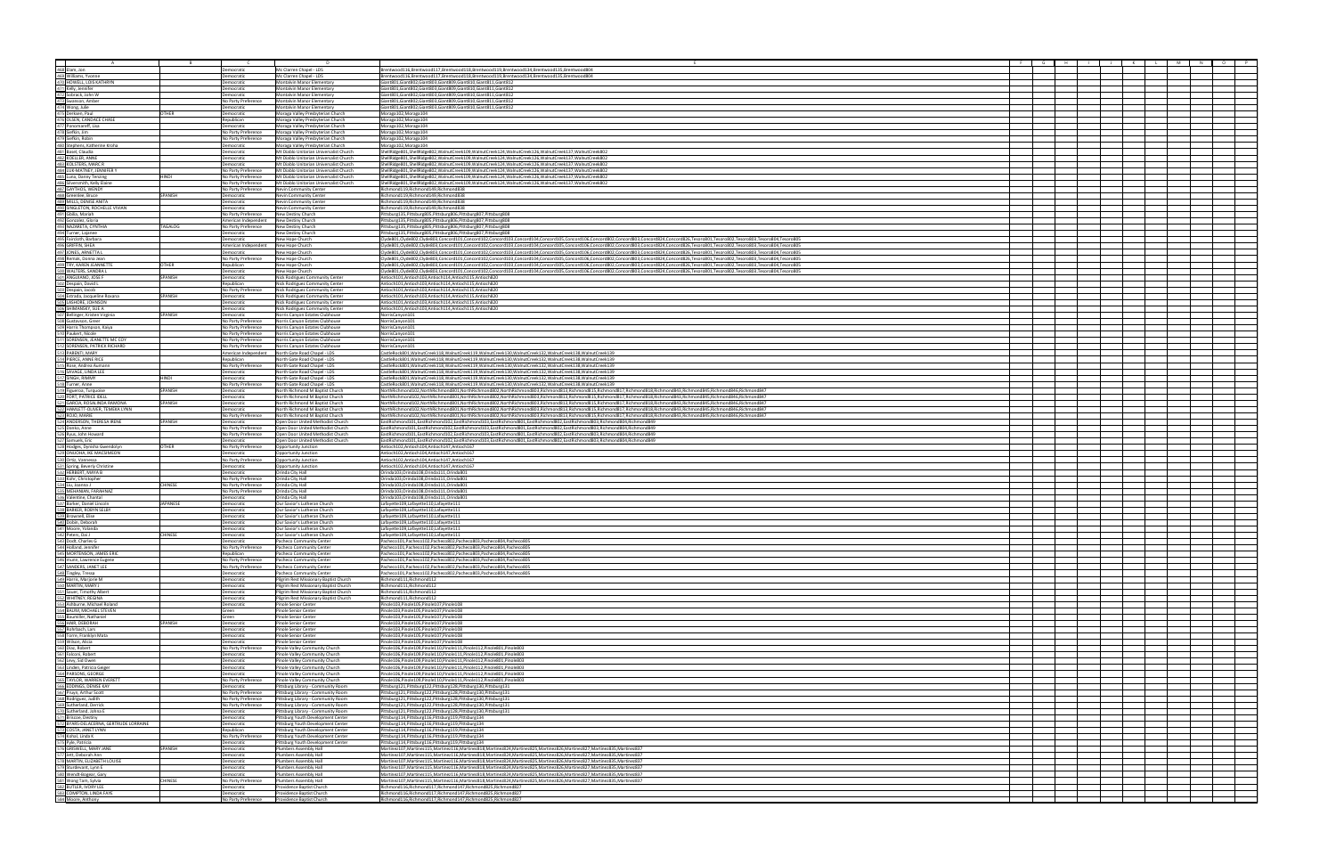| | A | B | C | D | E |
|---|---|---|---|---|---|
| 462 | Elam, Joe | | Democratic | Mt Clarion Chapel - LDS | Brentwood116,Brentwood117,Brentwood118,Brentwood119,Brentwood134,Brentwood135,Brentwood804 |
| 463 | Williams, Yvonne | | Democratic | Mt Clarion Chapel - LDS | Brentwood116,Brentwood117,Brentwood118,Brentwood119,Brentwood134,Brentwood135,Brentwood804 |
| 470 | HOWELL, LOIS KATHRYN | | Democratic | Montalvin Manor Elementary | Giant801,Giant802,Giant803,Giant809,Giant810,Giant811,Giant812 |
| 471 | Kelly, Jennifer | | Democratic | Montalvin Manor Elementary | Giant801,Giant802,Giant803,Giant809,Giant810,Giant811,Giant812 |
| 472 | Sobrack, John W | | Democratic | Montalvin Manor Elementary | Giant801,Giant802,Giant803,Giant809,Giant810,Giant811,Giant812 |
| 473 | Swanson, Amber | | No Party Preference | Montalvin Manor Elementary | Giant801,Giant802,Giant803,Giant809,Giant810,Giant811,Giant812 |
| 474 | Wong, Julie | | Democratic | Montalvin Manor Elementary | Giant801,Giant802,Giant803,Giant809,Giant810,Giant811,Giant812 |
| 475 | Derksen, Paul | OTHER | Democratic | Moraga Valley Presbyterian Church | Moraga102,Moraga104 |
| 476 | OLSEN, CANDACE CHASE | | Republican | Moraga Valley Presbyterian Church | Moraga102,Moraga104 |
| 477 | Panomareff, Lisa | | Democratic | Moraga Valley Presbyterian Church | Moraga102,Moraga104 |
| 478 | Sefton, Ian | | No Party Preference | Moraga Valley Presbyterian Church | Moraga102,Moraga104 |
| 479 | Sefton, Robin | | No Party Preference | Moraga Valley Presbyterian Church | Moraga102,Moraga104 |
| 480 | Stephens, Katherine Kroha | | Democratic | Moraga Valley Presbyterian Church | Moraga102,Moraga104 |
| 481 | Basel, Claudia | | Democratic | Mt Diablo Unitarian Universalist Church | ShellRidge801,ShellRidge802,WalnutCreek109,WalnutCreek124,WalnutCreek126,WalnutCreek137,WalnutCreek802 |
| 482 | KOELLER, KARL | | Democratic | Mt Diablo Unitarian Universalist Church | ShellRidge801,ShellRidge802,WalnutCreek109,WalnutCreek124,WalnutCreek126,WalnutCreek137,WalnutCreek802 |
| 483 | KOLSTERS, MARC R | | Democratic | Mt Diablo Unitarian Universalist Church | ShellRidge801,ShellRidge802,WalnutCreek109,WalnutCreek124,WalnutCreek126,WalnutCreek137,WalnutCreek802 |
| 484 | LUX-MATNEY, JENNIFER Y | | No Party Preference | Mt Diablo Unitarian Universalist Church | ShellRidge801,ShellRidge802,WalnutCreek109,WalnutCreek124,WalnutCreek126,WalnutCreek137,WalnutCreek802 |
| 485 | Lutia, Danny Tenzing | HINDI | No Party Preference | Mt Diablo Unitarian Universalist Church | ShellRidge801,ShellRidge802,WalnutCreek109,WalnutCreek124,WalnutCreek126,WalnutCreek137,WalnutCreek802 |
| 486 | Greenstein, Kelly Elaine | | No Party Preference | Mt Diablo Unitarian Universalist Church | ShellRidge801,ShellRidge802,WalnutCreek109,WalnutCreek124,WalnutCreek126,WalnutCreek137,WalnutCreek802 |
| 487 | GAYTHOS, WENDY | | No Party Preference | Nevin Community Center | Richmond119,Richmond149,Richmond838 |
| 488 | Greenlee, Bruce | SPANISH | Democratic | Nevin Community Center | Richmond119,Richmond149,Richmond838 |
| 489 | MILLS, DENISE ANITA | | Democratic | Nevin Community Center | Richmond119,Richmond149,Richmond838 |
| 490 | SINGLETON, ROCHELLE VIVIAN | | Democratic | Nevin Community Center | Richmond119,Richmond149,Richmond838 |
| 491 | Gbilia, Mariah | | No Party Preference | New Destiny Church | Pittsburg135,Pittsburg805,Pittsburg806,Pittsburg807,Pittsburg808 |
| 492 | Gonzalez, Gloria | | American Independent | New Destiny Church | Pittsburg135,Pittsburg805,Pittsburg806,Pittsburg807,Pittsburg808 |
| 493 | NAZARETA, CYNTHIA | TAGALOG | No Party Preference | New Destiny Church | Pittsburg135,Pittsburg805,Pittsburg806,Pittsburg807,Pittsburg808 |
| 494 | Turner, Lajonee | | Democratic | New Destiny Church | Pittsburg135,Pittsburg805,Pittsburg806,Pittsburg807,Pittsburg808 |
| 495 | Faircloth, Barbara | | Democratic | New Hope Church | Clyde801,Clyde802,Clyde803,Concord101,Concord102,Concord103,Concord104,Concord105,Concord106,Concord802,Concord803,Concord824,Concord826,Tesoro801,Tesoro802,Tesoro803,Tesoro804,Tesoro805 |
| 496 | GRIFFIN, SHEA | | American Independent | New Hope Church | Clyde801,Clyde802,Clyde803,Concord101,Concord102,Concord103,Concord104,Concord105,Concord106,Concord802,Concord803,Concord824,Concord826,Tesoro801,Tesoro802,Tesoro803,Tesoro804,Tesoro805 |
| 497 | JONES, ANNETTA L | | Democratic | New Hope Church | Clyde801,Clyde802,Clyde803,Concord101,Concord102,Concord103,Concord104,Concord105,Concord106,Concord802,Concord803,Concord824,Concord826,Tesoro801,Tesoro802,Tesoro803,Tesoro804,Tesoro805 |
| 498 | Roman, Donna Jean | | No Party Preference | New Hope Church | Clyde801,Clyde802,Clyde803,Concord101,Concord102,Concord103,Concord104,Concord105,Concord106,Concord802,Concord803,Concord824,Concord826,Tesoro801,Tesoro802,Tesoro803,Tesoro804,Tesoro805 |
| 499 | FRY, KAREN JEANNETTE | OTHER | Republican | New Hope Church | Clyde801,Clyde802,Clyde803,Concord101,Concord102,Concord103,Concord104,Concord105,Concord106,Concord802,Concord803,Concord824,Concord826,Tesoro801,Tesoro802,Tesoro803,Tesoro804,Tesoro805 |
| 500 | WALTERS, SANDRA L | | Democratic | New Hope Church | Clyde801,Clyde802,Clyde803,Concord101,Concord102,Concord103,Concord104,Concord105,Concord106,Concord802,Concord803,Concord824,Concord826,Tesoro801,Tesoro802,Tesoro803,Tesoro804,Tesoro805 |
| 501 | ANGUIANO, JOSE F | SPANISH | Democratic | Nick Rodriguez Community Center | Antioch101,Antioch103,Antioch114,Antioch115,Antioch820 |
| 502 | Despain, David L | | Republican | Nick Rodriguez Community Center | Antioch101,Antioch103,Antioch114,Antioch115,Antioch820 |
| 503 | Despain, Jacob | | No Party Preference | Nick Rodriguez Community Center | Antioch101,Antioch103,Antioch114,Antioch115,Antioch820 |
| 504 | Estrada, Jacqueline Roxana | SPANISH | Democratic | Nick Rodriguez Community Center | Antioch101,Antioch103,Antioch114,Antioch115,Antioch820 |
| 505 | LASHORE, JOHNSON | | Democratic | Nick Rodriguez Community Center | Antioch101,Antioch103,Antioch114,Antioch115,Antioch820 |
| 506 | SHIMANSKY, SUE A | | Democratic | Nick Rodriguez Community Center | Antioch101,Antioch103,Antioch114,Antioch115,Antioch820 |
| 507 | Bellinger, Kristen Virginia | SPANISH | Democratic | Norris Canyon Estates Clubhouse | NorrisCanyon101 |
| 508 | Gustavson, Green | | No Party Preference | Norris Canyon Estates Clubhouse | NorrisCanyon101 |
| 509 | Harris Thompson, Kaiya | | No Party Preference | Norris Canyon Estates Clubhouse | NorrisCanyon101 |
| 510 | Paukert, Nicole | | No Party Preference | Norris Canyon Estates Clubhouse | NorrisCanyon101 |
| 511 | SORENSEN, JEANETTE MC COY | | No Party Preference | Norris Canyon Estates Clubhouse | NorrisCanyon101 |
| 512 | SORENSEN, PATRICK RICHARD | | No Party Preference | Norris Canyon Estates Clubhouse | NorrisCanyon101 |
| 513 | PARENTI, MARY | | American Independent | North Gate Road Chapel - LDS | CastleRock801,WalnutCreek118,WalnutCreek119,WalnutCreek130,WalnutCreek132,WalnutCreek138,WalnutCreek139 |
| 514 | PIERCE, ANNE RICE | | Republican | North Gate Road Chapel - LDS | CastleRock801,WalnutCreek118,WalnutCreek119,WalnutCreek130,WalnutCreek132,WalnutCreek138,WalnutCreek139 |
| 515 | Rose, Andrea Aumann | | No Party Preference | North Gate Road Chapel - LDS | CastleRock801,WalnutCreek118,WalnutCreek119,WalnutCreek130,WalnutCreek132,WalnutCreek138,WalnutCreek139 |
| 516 | SAVAGE, LINDA LEE | | Democratic | North Gate Road Chapel - LDS | CastleRock801,WalnutCreek118,WalnutCreek119,WalnutCreek130,WalnutCreek132,WalnutCreek138,WalnutCreek139 |
| 517 | SINGH, RIMMY | HINDI | Democratic | North Gate Road Chapel - LDS | CastleRock801,WalnutCreek118,WalnutCreek119,WalnutCreek130,WalnutCreek132,WalnutCreek138,WalnutCreek139 |
| 518 | Turner, Anne | | No Party Preference | North Gate Road Chapel - LDS | CastleRock801,WalnutCreek118,WalnutCreek119,WalnutCreek130,WalnutCreek132,WalnutCreek138,WalnutCreek139 |
| 519 | Figueroa, Turquoise | SPANISH | Democratic | North Richmond M Baptist Church | NorthRichmond802,NorthRichmond801,NorthRichmond802,NorthRichmond803,Richmond813,Richmond815,Richmond817,Richmond818,Richmond843,Richmond845,Richmond846,Richmond847 |
| 520 | PORT, PATRICK DELL | | Democratic | North Richmond M Baptist Church | NorthRichmond802,NorthRichmond801,NorthRichmond802,NorthRichmond803,Richmond813,Richmond815,Richmond817,Richmond818,Richmond843,Richmond845,Richmond846,Richmond847 |
| 521 | GARCIA, ROSALINDA RAMONA | SPANISH | Democratic | North Richmond M Baptist Church | NorthRichmond802,NorthRichmond801,NorthRichmond802,NorthRichmond803,Richmond813,Richmond815,Richmond817,Richmond818,Richmond843,Richmond845,Richmond846,Richmond847 |
| 522 | BARNETT-OLIVER, TEMIKA LYNN | | Democratic | North Richmond M Baptist Church | NorthRichmond802,NorthRichmond801,NorthRichmond802,NorthRichmond803,Richmond813,Richmond815,Richmond817,Richmond818,Richmond843,Richmond845,Richmond846,Richmond847 |
| 523 | ROJO, MARIE | | No Party Preference | North Richmond M Baptist Church | NorthRichmond802,NorthRichmond801,NorthRichmond802,NorthRichmond803,Richmond813,Richmond815,Richmond817,Richmond818,Richmond843,Richmond845,Richmond846,Richmond847 |
| 524 | ANDERSON, THERESA IRENE | SPANISH | Democratic | Open Door United Methodist Church | EastRichmond101,EastRichmond102,EastRichmond103,EastRichmond801,EastRichmond802,EastRichmond803,Richmond804,Richmond849 |
| 525 | Donko, Anne | | No Party Preference | Open Door United Methodist Church | EastRichmond101,EastRichmond102,EastRichmond103,EastRichmond801,EastRichmond802,EastRichmond803,Richmond804,Richmond849 |
| 526 | Ryan, John Howard | | No Party Preference | Open Door United Methodist Church | EastRichmond101,EastRichmond102,EastRichmond103,EastRichmond801,EastRichmond802,EastRichmond803,Richmond804,Richmond849 |
| 527 | Samuels, Eric | | Democratic | Open Door United Methodist Church | EastRichmond101,EastRichmond102,EastRichmond103,EastRichmond801,EastRichmond802,EastRichmond803,Richmond804,Richmond849 |
| 528 | Hodges, Dyneshia Gwendolyn | OTHER | No Party Preference | Opportunity Junction | Antioch102,Antioch104,Antioch107,Antioch167 |
| 529 | ONUOHA, IKE MACDAVIDSON | | Democratic | Opportunity Junction | Antioch102,Antioch104,Antioch107,Antioch167 |
| 530 | Ortiz, Vanessa | | No Party Preference | Opportunity Junction | Antioch102,Antioch104,Antioch107,Antioch167 |
| 531 | Spring, Beverly Christine | | Democratic | Opportunity Junction | Antioch102,Antioch104,Antioch107,Antioch167 |
| 532 | HERBERT, MAYA B | | Democratic | Orinda City Hall | Orinda103,Orinda108,Orinda111,Orinda801 |
| 533 | Kohr, Christopher | | No Party Preference | Orinda City Hall | Orinda103,Orinda108,Orinda111,Orinda801 |
| 534 | Lau, Joanna J | CHINESE | No Party Preference | Orinda City Hall | Orinda103,Orinda108,Orinda111,Orinda801 |
| 535 | MOHAMMAD, FARAHNAZ | | No Party Preference | Orinda City Hall | Orinda103,Orinda108,Orinda111,Orinda801 |
| 536 | Valentine, Chantal | | Democratic | Orinda City Hall | Orinda103,Orinda108,Orinda111,Orinda801 |
| 537 | Bichler, Daniel Lincoln | JAPANESE | Democratic | Our Savior's Lutheran Church | Lafayette109,Lafayette110,Lafayette111 |
| 538 | BARKER, ROBYN SELBY | | Democratic | Our Savior's Lutheran Church | Lafayette109,Lafayette110,Lafayette111 |
| 539 | Braswell, Elise | | Democratic | Our Savior's Lutheran Church | Lafayette109,Lafayette110,Lafayette111 |
| 540 | Dobie, Deborah | | Democratic | Our Savior's Lutheran Church | Lafayette109,Lafayette110,Lafayette111 |
| 541 | Moore, Yolanda | | Democratic | Our Savior's Lutheran Church | Lafayette109,Lafayette110,Lafayette111 |
| 542 | Peters, Ola J | CHINESE | Democratic | Our Savior's Lutheran Church | Lafayette109,Lafayette110,Lafayette111 |
| 543 | Dodt, Charles G | | Democratic | Pacheco Community Center | Pacheco101,Pacheco102,Pacheco802,Pacheco803,Pacheco804,Pacheco805 |
| 544 | Holland, Jennifer | | No Party Preference | Pacheco Community Center | Pacheco101,Pacheco102,Pacheco802,Pacheco803,Pacheco804,Pacheco805 |
| 545 | MORTENSON, JAMES ERIC | | Republican | Pacheco Community Center | Pacheco101,Pacheco102,Pacheco802,Pacheco803,Pacheco804,Pacheco805 |
| 546 | Pruim, Lawrence Eugene | | No Party Preference | Pacheco Community Center | Pacheco101,Pacheco102,Pacheco802,Pacheco803,Pacheco804,Pacheco805 |
| 547 | SANDERS, JANET LEE | | No Party Preference | Pacheco Community Center | Pacheco101,Pacheco102,Pacheco802,Pacheco803,Pacheco804,Pacheco805 |
| 548 | Tingley, Tressa | | Democratic | Pacheco Community Center | Pacheco101,Pacheco102,Pacheco802,Pacheco803,Pacheco804,Pacheco805 |
| 549 | Harris, Marjorie M | | Democratic | Pilgrim Rest Missionary Baptist Church | Richmond111,Richmond112 |
| 550 | MARTIN, MARY I | | Democratic | Pilgrim Rest Missionary Baptist Church | Richmond111,Richmond112 |
| 551 | Sauer, Timothy Albert | | Democratic | Pilgrim Rest Missionary Baptist Church | Richmond111,Richmond112 |
| 552 | WHITNEY, REGINA | | Democratic | Pilgrim Rest Missionary Baptist Church | Richmond111,Richmond112 |
| 553 | Ashburne, Michael Roland | | Democratic | Pinole Senior Center | Pinole103,Pinole105,Pinole107,Pinole108 |
| 554 | BAUM, MICHAEL STEVEN | | Green | Pinole Senior Center | Pinole103,Pinole105,Pinole107,Pinole108 |
| 555 | Bouthiller, Nathaniel | | Green | Pinole Senior Center | Pinole103,Pinole105,Pinole107,Pinole108 |
| 556 | HART, DEBORAH | SPANISH | Democratic | Pinole Senior Center | Pinole103,Pinole105,Pinole107,Pinole108 |
| 557 | Rohrbach, Lani | | Democratic | Pinole Senior Center | Pinole103,Pinole105,Pinole107,Pinole108 |
| 558 | Tjorre, Franklyn Matts | | Democratic | Pinole Senior Center | Pinole103,Pinole105,Pinole107,Pinole108 |
| 559 | Wilson, Alicia | | Democratic | Pinole Senior Center | Pinole103,Pinole105,Pinole107,Pinole108 |
| 560 | Diaz, Robert | | No Party Preference | Pinole Valley Community Church | Pinole106,Pinole109,Pinole110,Pinole111,Pinole112,Pinole801,Pinole803 |
| 561 | Falconi, Robert | | Democratic | Pinole Valley Community Church | Pinole106,Pinole109,Pinole110,Pinole111,Pinole112,Pinole801,Pinole803 |
| 562 | Levy, Sid Owen | | Democratic | Pinole Valley Community Church | Pinole106,Pinole109,Pinole110,Pinole111,Pinole112,Pinole801,Pinole803 |
| 563 | Linden, Patricia Geiger | | Democratic | Pinole Valley Community Church | Pinole106,Pinole109,Pinole110,Pinole111,Pinole112,Pinole801,Pinole803 |
| 564 | PARSONS, GEORGE | | Democratic | Pinole Valley Community Church | Pinole106,Pinole109,Pinole110,Pinole111,Pinole112,Pinole801,Pinole803 |
| 565 | TAYLOR, WARREN EVERETT | | Democratic | Pinole Valley Community Church | Pinole106,Pinole109,Pinole110,Pinole111,Pinole112,Pinole801,Pinole803 |
| 566 | KOZAKIS, DENISE KAY | | Democratic | Pittsburg Library - Community Room | Pittsburg121,Pittsburg122,Pittsburg126,Pittsburg130,Pittsburg131 |
| 567 | Prusch, Arthur Scott | | No Party Preference | Pittsburg Library - Community Room | Pittsburg121,Pittsburg122,Pittsburg126,Pittsburg130,Pittsburg131 |
| 568 | Rodriguez, Judith | | No Party Preference | Pittsburg Library - Community Room | Pittsburg121,Pittsburg122,Pittsburg126,Pittsburg130,Pittsburg131 |
| 569 | Sutherland, Derrick | | No Party Preference | Pittsburg Library - Community Room | Pittsburg121,Pittsburg122,Pittsburg126,Pittsburg130,Pittsburg131 |
| 570 | Sutherland, Johnis E | | Democratic | Pittsburg Library - Community Room | Pittsburg121,Pittsburg122,Pittsburg126,Pittsburg130,Pittsburg131 |
| 571 | Briscoe, Destiny | | Democratic | Pittsburg Youth Development Center | Pittsburg114,Pittsburg116,Pittsburg119,Pittsburg134 |
| 572 | EPHRIS-DELACRUNA, GERTRUDE LORRAINE | | Democratic | Pittsburg Youth Development Center | Pittsburg114,Pittsburg116,Pittsburg119,Pittsburg134 |
| 573 | COOK, JANET LYNN | | Republican | Pittsburg Youth Development Center | Pittsburg114,Pittsburg116,Pittsburg119,Pittsburg134 |
| 574 | Rahat, Linda K | | No Party Preference | Pittsburg Youth Development Center | Pittsburg114,Pittsburg116,Pittsburg119,Pittsburg134 |
| 575 | Ryan, Patricia | | Democratic | Pittsburg Youth Development Center | Pittsburg114,Pittsburg116,Pittsburg119,Pittsburg134 |
| 576 | GRISWELL, MARY JANE | SPANISH | Democratic | Plumbers Assembly Hall | Martinez107,Martinez115,Martinez116,Martinez818,Martinez824,Martinez825,Martinez826,Martinez827,Martinez835,Martinez837 |
| 577 | Hett, Deborah Ann | | Democratic | Plumbers Assembly Hall | Martinez107,Martinez115,Martinez116,Martinez818,Martinez824,Martinez825,Martinez826,Martinez827,Martinez835,Martinez837 |
| 578 | MARTIN, ELIZABETH LOUISE | | Democratic | Plumbers Assembly Hall | Martinez107,Martinez115,Martinez116,Martinez818,Martinez824,Martinez825,Martinez826,Martinez827,Martinez835,Martinez837 |
| 579 | Sturdevant, Lynn E | | Democratic | Plumbers Assembly Hall | Martinez107,Martinez115,Martinez116,Martinez818,Martinez824,Martinez825,Martinez826,Martinez827,Martinez835,Martinez837 |
| 580 | Wendt-Regner, Gary | | No Party Preference | Plumbers Assembly Hall | Martinez107,Martinez115,Martinez116,Martinez818,Martinez824,Martinez825,Martinez826,Martinez827,Martinez835,Martinez837 |
| 581 | Wong-Tam, Sylvia | CHINESE | No Party Preference | Plumbers Assembly Hall | Martinez107,Martinez115,Martinez116,Martinez818,Martinez824,Martinez825,Martinez826,Martinez827,Martinez835,Martinez837 |
| 582 | BUTLER, IVORY LEE | | Democratic | Providence Baptist Church | Richmond116,Richmond117,Richmond147,Richmond825,Richmond827 |
| 583 | COMPTON, LINDA FAYE | | Democratic | Providence Baptist Church | Richmond116,Richmond117,Richmond147,Richmond825,Richmond827 |
| 584 | Moore, Anthony | | No Party Preference | Providence Baptist Church | Richmond116,Richmond117,Richmond147,Richmond825,Richmond827 |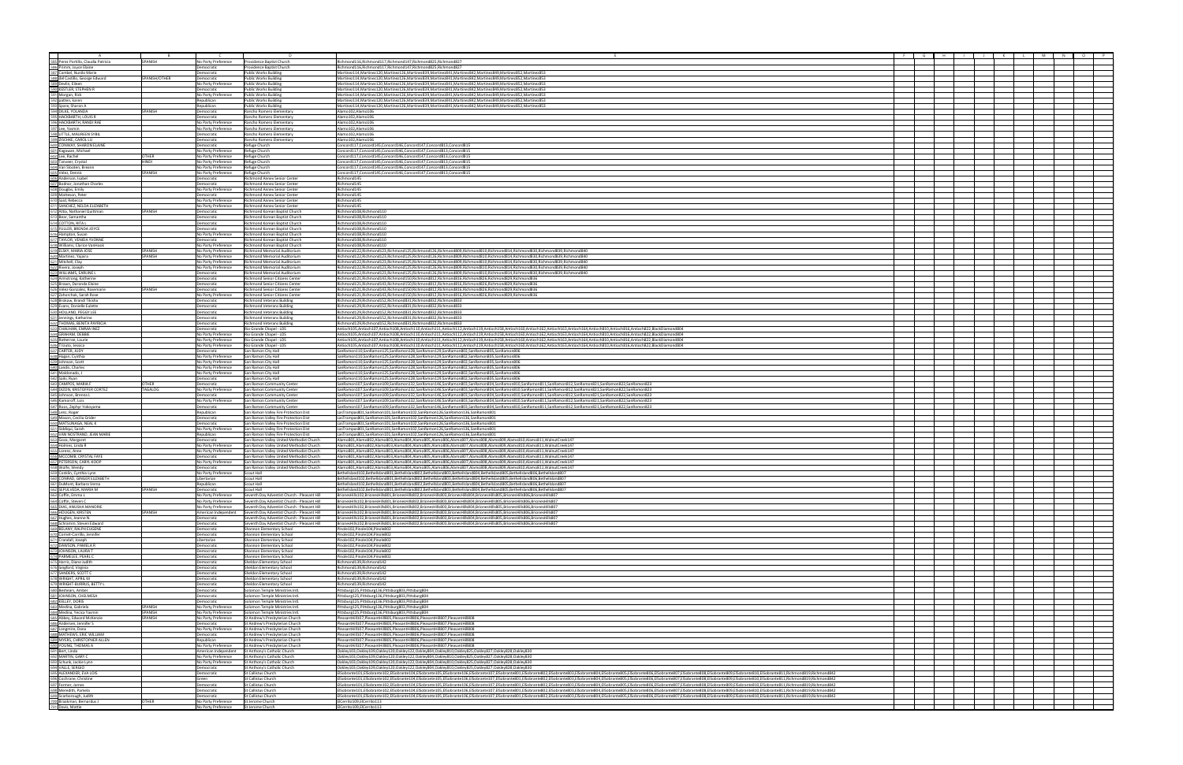| | A | B | C | D | E |
|---|---|---|---|---|---|
| 582 | Perez Portillo, Claudia Patricia | SPANISH | No Party Preference | Providence Baptist Church | Richmond116,Richmond117,Richmond147,Richmond825,Richmond827 |
| 583 | Primm, Joyce Elaine | | Democratic | Providence Baptist Church | Richmond116,Richmond117,Richmond147,Richmond825,Richmond827 |
| 584 | Cambel, Nundo Marie | | Democratic | Public Works Building | Martinez114,Martinez120,Martinez126,Martinez839,Martinez841,Martinez842,Martinez849,Martinez852,Martinez853 |
| 585 | Del Castillo, George Edward | SPANISH/OTHER | Democratic | Public Works Building | Martinez114,Martinez120,Martinez126,Martinez839,Martinez841,Martinez842,Martinez849,Martinez852,Martinez853 |
| 586 | Devlin, Eileen | | No Party Preference | Public Works Building | Martinez114,Martinez120,Martinez126,Martinez839,Martinez841,Martinez842,Martinez849,Martinez852,Martinez853 |
| 587 | KESTLER, STEPHEN R | | Democratic | Public Works Building | Martinez114,Martinez120,Martinez126,Martinez839,Martinez841,Martinez842,Martinez849,Martinez852,Martinez853 |
| 588 | Morgan, Rick | | No Party Preference | Public Works Building | Martinez114,Martinez120,Martinez126,Martinez839,Martinez841,Martinez842,Martinez849,Martinez852,Martinez853 |
| 589 | patten, karen | | Republican | Public Works Building | Martinez114,Martinez120,Martinez126,Martinez839,Martinez841,Martinez842,Martinez849,Martinez852,Martinez853 |
| 590 | Squire, Sharon A | | Republican | Public Works Building | Martinez114,Martinez120,Martinez126,Martinez839,Martinez841,Martinez842,Martinez849,Martinez852,Martinez853 |
| 591 | DILKE, YOLANDA | SPANISH | Democratic | Rancho Romero Elementary | Alamo102,Alamo106 |
| 592 | HACKBARTH, LOUIS R | | Democratic | Rancho Romero Elementary | Alamo102,Alamo106 |
| 593 | HACKBARTH, RANDI RAE | | No Party Preference | Rancho Romero Elementary | Alamo102,Alamo106 |
| 594 | Lee, Yoonim | | No Party Preference | Rancho Romero Elementary | Alamo102,Alamo106 |
| 595 | LITTLE, MAUREEN SYBIL | | Democratic | Rancho Romero Elementary | Alamo102,Alamo106 |
| 596 | POCHIS, CAROL LU | | Democratic | Rancho Romero Elementary | Alamo102,Alamo106 |
| 597 | CONWAY, SHARON ELAINE | | Democratic | Refuge Church | Concord117,Concord145,Concord146,Concord147,Concord813,Concord815 |
| 598 | Engowan, Michael | | No Party Preference | Refuge Church | Concord117,Concord145,Concord146,Concord147,Concord813,Concord815 |
| 599 | Lee, Rachel | OTHER | No Party Preference | Refuge Church | Concord117,Concord145,Concord146,Concord147,Concord813,Concord815 |
| 600 | Tanaver, Crystal | HINDI | No Party Preference | Refuge Church | Concord117,Concord145,Concord146,Concord147,Concord813,Concord815 |
| 601 | Van Slooten, Breann | | No Party Preference | Refuge Church | Concord117,Concord145,Concord146,Concord147,Concord813,Concord815 |
| 602 | Yanez, Dennis | SPANISH | No Party Preference | Refuge Church | Concord117,Concord145,Concord146,Concord147,Concord813,Concord815 |
| 603 | Anderson, Isabel | | Democratic | Richmond Annex Senior Center | Richmond145 |
| 604 | Bodmer, Jonathan Charles | | Democratic | Richmond Annex Senior Center | Richmond145 |
| 605 | Douglas, Emily | | No Party Preference | Richmond Annex Senior Center | Richmond145 |
| 606 | Matheson, Peter | | Democratic | Richmond Annex Senior Center | Richmond145 |
| 607 | Said, Rebecca | | Democratic | Richmond Annex Senior Center | Richmond145 |
| 608 | SANCHEZ, NILDA ELIZABETH | | No Party Preference | Richmond Annex Senior Center | Richmond145 |
| 609 | Atha, Nathaniel Quittman | SPANISH | Democratic | Richmond Korean Baptist Church | Richmond108,Richmond110 |
| 610 | Baer, Samantha | | Democratic | Richmond Korean Baptist Church | Richmond108,Richmond110 |
| 611 | COTTON, RITA L | | Democratic | Richmond Korean Baptist Church | Richmond108,Richmond110 |
| 612 | FULLER, BRENDA JOYCE | | Democratic | Richmond Korean Baptist Church | Richmond108,Richmond110 |
| 613 | Hampton, Susan | | No Party Preference | Richmond Korean Baptist Church | Richmond108,Richmond110 |
| 614 | TAYLOR, VENEDA YVONNE | | Democratic | Richmond Korean Baptist Church | Richmond108,Richmond110 |
| 615 | Williams, Clarice Varnitook | | No Party Preference | Richmond Korean Baptist Church | Richmond108,Richmond110 |
| 616 | ELIAT, MARIA JOSE | SPANISH | No Party Preference | Richmond Memorial Auditorium | Richmond122,Richmond123,Richmond125,Richmond126,Richmond809,Richmond810,Richmond814,Richmond830,Richmond839,Richmond840 |
| 617 | Martinez, Yajaira | SPANISH | No Party Preference | Richmond Memorial Auditorium | Richmond122,Richmond123,Richmond125,Richmond126,Richmond809,Richmond810,Richmond814,Richmond830,Richmond839,Richmond840 |
| 618 | Mitchell, Clay | | No Party Preference | Richmond Memorial Auditorium | Richmond122,Richmond123,Richmond125,Richmond126,Richmond809,Richmond810,Richmond814,Richmond830,Richmond839,Richmond840 |
| 619 | Rivera, Joseph | | No Party Preference | Richmond Memorial Auditorium | Richmond122,Richmond123,Richmond125,Richmond126,Richmond809,Richmond810,Richmond814,Richmond830,Richmond839,Richmond840 |
| 620 | WILLIAMS, EARLINE L | | Democratic | Richmond Memorial Auditorium | Richmond122,Richmond123,Richmond125,Richmond126,Richmond809,Richmond810,Richmond814,Richmond830,Richmond839,Richmond840 |
| 621 | Armstrong, Katherine | | Democratic | Richmond Senior Citizens Center | Richmond121,Richmond143,Richmond150,Richmond812,Richmond816,Richmond826,Richmond829,Richmond836 |
| 622 | Brown, Doronda Elaine | | Democratic | Richmond Senior Citizens Center | Richmond121,Richmond143,Richmond150,Richmond812,Richmond816,Richmond826,Richmond829,Richmond836 |
| 623 | Velez-Gonzalez, Rosemarie | SPANISH | Democratic | Richmond Senior Citizens Center | Richmond121,Richmond143,Richmond150,Richmond812,Richmond816,Richmond826,Richmond829,Richmond836 |
| 624 | Zahorchak, Sarah Rose | | No Party Preference | Richmond Senior Citizens Center | Richmond121,Richmond143,Richmond150,Richmond812,Richmond816,Richmond826,Richmond829,Richmond836 |
| 625 | Brakaw, Brandi Tikisha | | Democratic | Richmond Veterans Building | Richmond129,Richmond152,Richmond831,Richmond832,Richmond833 |
| 626 | Evans, Danielle Juliette | | Democratic | Richmond Veterans Building | Richmond129,Richmond152,Richmond831,Richmond832,Richmond833 |
| 627 | HOLLAND, PEGGY LEE | | Democratic | Richmond Veterans Building | Richmond129,Richmond152,Richmond831,Richmond832,Richmond833 |
| 628 | Jennings, Katharine | | Democratic | Richmond Veterans Building | Richmond129,Richmond152,Richmond831,Richmond832,Richmond833 |
| 629 | THOMAS, BENITA PATRICIA | | Democratic | Richmond Veterans Building | Richmond129,Richmond152,Richmond831,Richmond832,Richmond833 |
| 630 | CHATHAM, EMMA INEZ | | Democratic | Rio Grande Chapel - LDS | Antioch105,Antioch107,Antioch108,Antioch110,Antioch111,Antioch112,Antioch119,Antioch158,Antioch160,Antioch162,Antioch163,Antioch164,Antioch810,Antioch816,Antioch822,BlackDiamond804 |
| 631 | GRAHAM, DEBBIE | | No Party Preference | Rio Grande Chapel - LDS | Antioch105,Antioch107,Antioch108,Antioch110,Antioch111,Antioch112,Antioch119,Antioch158,Antioch160,Antioch162,Antioch163,Antioch164,Antioch810,Antioch816,Antioch822,BlackDiamond804 |
| 632 | Patterson, Laurie | | No Party Preference | Rio Grande Chapel - LDS | Antioch105,Antioch107,Antioch108,Antioch110,Antioch111,Antioch112,Antioch119,Antioch158,Antioch160,Antioch162,Antioch163,Antioch164,Antioch810,Antioch816,Antioch822,BlackDiamond804 |
| 633 | Tiznado, Jessica | | No Party Preference | Rio Grande Chapel - LDS | Antioch105,Antioch107,Antioch108,Antioch110,Antioch111,Antioch112,Antioch119,Antioch158,Antioch160,Antioch162,Antioch163,Antioch164,Antioch810,Antioch816,Antioch822,BlackDiamond804 |
| 634 | CARTER, JUDY | | Democratic | San Ramon City Hall | SanRamon110,SanRamon125,SanRamon128,SanRamon129,SanRamon802,SanRamon805,SanRamon806 |
| 635 | Hagan, Cynthia | | No Party Preference | San Ramon City Hall | SanRamon110,SanRamon125,SanRamon128,SanRamon129,SanRamon802,SanRamon805,SanRamon806 |
| 636 | Johnson, Scott | | No Party Preference | San Ramon City Hall | SanRamon110,SanRamon125,SanRamon128,SanRamon129,SanRamon802,SanRamon805,SanRamon806 |
| 637 | Landis, Charles | | No Party Preference | San Ramon City Hall | SanRamon110,SanRamon125,SanRamon128,SanRamon129,SanRamon802,SanRamon805,SanRamon806 |
| 638 | Maldonado, J | | No Party Preference | San Ramon City Hall | SanRamon110,SanRamon125,SanRamon128,SanRamon129,SanRamon802,SanRamon805,SanRamon806 |
| 639 | Sabi, Ryan | | Democratic | San Ramon City Hall | SanRamon110,SanRamon125,SanRamon128,SanRamon129,SanRamon802,SanRamon805,SanRamon806 |
| 640 | CAMPOS, MARIA F | OTHER | Democratic | San Ramon Community Center | SanRamon107,SanRamon109,SanRamon132,SanRamon134,SanRamon803,SanRamon804,SanRamon810,SanRamon811,SanRamon812,SanRamon821,SanRamon822,SanRamon823 |
| 641 | DIZON, KRISTOFFER CORTEZ | TAGALOG | No Party Preference | San Ramon Community Center | SanRamon107,SanRamon109,SanRamon132,SanRamon134,SanRamon803,SanRamon804,SanRamon810,SanRamon811,SanRamon812,SanRamon821,SanRamon822,SanRamon823 |
| 642 | Johnson, Brenna L | | Democratic | San Ramon Community Center | SanRamon107,SanRamon109,SanRamon132,SanRamon134,SanRamon803,SanRamon804,SanRamon810,SanRamon811,SanRamon812,SanRamon821,SanRamon822,SanRamon823 |
| 643 | Kerscroff, Lois | | No Party Preference | San Ramon Community Center | SanRamon107,SanRamon109,SanRamon132,SanRamon134,SanRamon803,SanRamon804,SanRamon810,SanRamon811,SanRamon812,SanRamon821,SanRamon822,SanRamon823 |
| 644 | Rossi, Zepher Yokoyama | | Democratic | San Ramon Community Center | SanRamon107,SanRamon109,SanRamon132,SanRamon134,SanRamon803,SanRamon804,SanRamon810,SanRamon811,SanRamon812,SanRamon821,SanRamon822,SanRamon823 |
| 645 | Leist, Roger | | Republican | San Ramon Valley Fire Protection Dist | LasTrampas801,SanRamon101,SanRamon102,SanRamon126,SanRamon136,SanRamon801 |
| 646 | Mason, Cecilia Grider | | Democratic | San Ramon Valley Fire Protection Dist | LasTrampas801,SanRamon101,SanRamon102,SanRamon126,SanRamon136,SanRamon801 |
| 647 | MATSUNAGA, NEAL K | | Democratic | San Ramon Valley Fire Protection Dist | LasTrampas801,SanRamon101,SanRamon102,SanRamon126,SanRamon136,SanRamon801 |
| 648 | Sidebus, Sarah | | No Party Preference | San Ramon Valley Fire Protection Dist | LasTrampas801,SanRamon101,SanRamon102,SanRamon126,SanRamon136,SanRamon801 |
| 649 | VAN NOSTRAND, JEAN MARIE | | Republican | San Ramon Valley Fire Protection Dist | LasTrampas801,SanRamon101,SanRamon102,SanRamon126,SanRamon136,SanRamon801 |
| 650 | Bossi, Margaret | | Democratic | San Ramon Valley United Methodist Church | Alamo801,Alamo802,Alamo803,Alamo804,Alamo805,Alamo806,Alamo807,Alamo808,Alamo809,Alamo810,Alamo811,WalnutCreek147 |
| 651 | Holmes, Linda R | | No Party Preference | San Ramon Valley United Methodist Church | Alamo801,Alamo802,Alamo803,Alamo804,Alamo805,Alamo806,Alamo807,Alamo808,Alamo809,Alamo810,Alamo811,WalnutCreek147 |
| 652 | Lorenz, Anne | | No Party Preference | San Ramon Valley United Methodist Church | Alamo801,Alamo802,Alamo803,Alamo804,Alamo805,Alamo806,Alamo807,Alamo808,Alamo809,Alamo810,Alamo811,WalnutCreek147 |
| 653 | MCCOMB, CRYSTAL FAYE | | Democratic | San Ramon Valley United Methodist Church | Alamo801,Alamo802,Alamo803,Alamo804,Alamo805,Alamo806,Alamo807,Alamo808,Alamo809,Alamo810,Alamo811,WalnutCreek147 |
| 654 | PETERSON, CAROL BODY | | No Party Preference | San Ramon Valley United Methodist Church | Alamo801,Alamo802,Alamo803,Alamo804,Alamo805,Alamo806,Alamo807,Alamo808,Alamo809,Alamo810,Alamo811,WalnutCreek147 |
| 655 | Wolfe, Wendy | | Democratic | San Ramon Valley United Methodist Church | Alamo801,Alamo802,Alamo803,Alamo804,Alamo805,Alamo806,Alamo807,Alamo808,Alamo809,Alamo810,Alamo811,WalnutCreek147 |
| 656 | Conklin, Cynthia Lynn | | No Party Preference | Scout Hall | BethelIsland102,BethelIsland801,BethelIsland802,BethelIsland803,BethelIsland804,BethelIsland805,BethelIsland806,BethelIsland807 |
| 657 | CONRAD, GINGER ELIZABETH | | Libertarian | Scout Hall | BethelIsland102,BethelIsland801,BethelIsland802,BethelIsland803,BethelIsland804,BethelIsland805,BethelIsland806,BethelIsland807 |
| 658 | DUMONT, Barbara Verna | | Republican | Scout Hall | BethelIsland102,BethelIsland801,BethelIsland802,BethelIsland803,BethelIsland804,BethelIsland805,BethelIsland806,BethelIsland807 |
| 659 | SEPULVEDA, MARIA M | SPANISH | Democratic | Scout Hall | BethelIsland102,BethelIsland801,BethelIsland802,BethelIsland803,BethelIsland804,BethelIsland805,BethelIsland806,BethelIsland807 |
| 660 | Coffin, Emma J | | No Party Preference | Seventh Day Adventist Church - Pleasant Hill | BrionesHills102,BrionesHills801,BrionesHills802,BrionesHills803,BrionesHills804,BrionesHills805,BrionesHills806,BrionesHills807 |
| 661 | Coffin, Steven C | | No Party Preference | Seventh Day Adventist Church - Pleasant Hill | BrionesHills102,BrionesHills801,BrionesHills802,BrionesHills803,BrionesHills804,BrionesHills805,BrionesHills806,BrionesHills807 |
| 662 | ILIAS, ANUSHI MANORIE | | No Party Preference | Seventh Day Adventist Church - Pleasant Hill | BrionesHills102,BrionesHills801,BrionesHills802,BrionesHills803,BrionesHills804,BrionesHills805,BrionesHills806,BrionesHills807 |
| 663 | HODGEN, KRISTEN | SPANISH | American Independent | Seventh Day Adventist Church - Pleasant Hill | BrionesHills102,BrionesHills801,BrionesHills802,BrionesHills803,BrionesHills804,BrionesHills805,BrionesHills806,BrionesHills807 |
| 664 | Hughes, Jeanne N | | Democratic | Seventh Day Adventist Church - Pleasant Hill | BrionesHills102,BrionesHills801,BrionesHills802,BrionesHills803,BrionesHills804,BrionesHills805,BrionesHills806,BrionesHills807 |
| 665 | Schramm, Steven Edward | | Democratic | Seventh Day Adventist Church - Pleasant Hill | BrionesHills102,BrionesHills801,BrionesHills802,BrionesHills803,BrionesHills804,BrionesHills805,BrionesHills806,BrionesHills807 |
| 666 | BECKNY, RALPH EUGENE | | Democratic | Shannon Elementary School | Pinole102,Pinole104,Pinole802 |
| 667 | Corset-Carrillo, Jennifer | | Democratic | Shannon Elementary School | Pinole102,Pinole104,Pinole802 |
| 668 | Crandall, Joseph | | Libertarian | Shannon Elementary School | Pinole102,Pinole104,Pinole802 |
| 669 | DAWSON, PAMELA R | | Democratic | Shannon Elementary School | Pinole102,Pinole104,Pinole802 |
| 670 | JOHNSON, LAURA T | | Democratic | Shannon Elementary School | Pinole102,Pinole104,Pinole802 |
| 671 | PARMELEE, PEARL C | | Democratic | Shannon Elementary School | Pinole102,Pinole104,Pinole802 |
| 672 | Harris, Diane Judith | | Democratic | Sheldon Elementary School | Richmond139,Richmond142 |
| 673 | Ingsford, Virginia | | Democratic | Sheldon Elementary School | Richmond139,Richmond142 |
| 674 | SANDERS, SCOTT C | | Democratic | Sheldon Elementary School | Richmond139,Richmond142 |
| 675 | WRIGHT, APRIL M | | Democratic | Sheldon Elementary School | Richmond139,Richmond142 |
| 676 | WRIGHT-BURRUS, BETTY L | | Democratic | Sheldon Elementary School | Richmond139,Richmond142 |
| 677 | Bechears, Amber | | Democratic | Solomon Temple Ministries Intl. | Pittsburg125,Pittsburg136,Pittsburg803,Pittsburg804 |
| 678 | JOHNSON, CHELMESA | | Democratic | Solomon Temple Ministries Intl. | Pittsburg125,Pittsburg136,Pittsburg803,Pittsburg804 |
| 679 | KELLEY, DORIS | | Democratic | Solomon Temple Ministries Intl. | Pittsburg125,Pittsburg136,Pittsburg803,Pittsburg804 |
| 680 | Medina, Gabriela | SPANISH | No Party Preference | Solomon Temple Ministries Intl. | Pittsburg125,Pittsburg136,Pittsburg803,Pittsburg804 |
| 681 | Medina, Yesica Yasmin | SPANISH | No Party Preference | Solomon Temple Ministries Intl. | Pittsburg125,Pittsburg136,Pittsburg803,Pittsburg804 |
| 682 | Abbey, Edward McKenzie | SPANISH | No Party Preference | St Andrew's Presbyterian Church | PleasantHill107,PleasantHill805,PleasantHill806,PleasantHill807,PleasantHill808 |
| 683 | Anderson, Jennifer S | | Democratic | St Andrew's Presbyterian Church | PleasantHill107,PleasantHill805,PleasantHill806,PleasantHill807,PleasantHill808 |
| 684 | Creighton, Dana | | No Party Preference | St Andrew's Presbyterian Church | PleasantHill107,PleasantHill805,PleasantHill806,PleasantHill807,PleasantHill808 |
| 685 | MATHEWS, ERIC WILLIAM | | Democratic | St Andrew's Presbyterian Church | PleasantHill107,PleasantHill805,PleasantHill806,PleasantHill807,PleasantHill808 |
| 686 | PETERS, CHRISTOPHER ALLEN | | Republican | St Andrew's Presbyterian Church | PleasantHill107,PleasantHill805,PleasantHill806,PleasantHill807,PleasantHill808 |
| 687 | YOUNG, THOMAS A | | No Party Preference | St Andrew's Presbyterian Church | PleasantHill107,PleasantHill805,PleasantHill806,PleasantHill807,PleasantHill808 |
| 688 | Bell, Linda | | American Independent | St Anthony's Catholic Church | Oakley101,Oakley109,Oakley120,Oakley122,Oakley804,Oakley810,Oakley825,Oakley827,Oakley828,Oakley830 |
| 689 | MARTIN, GARY L | | No Party Preference | St Anthony's Catholic Church | Oakley101,Oakley109,Oakley120,Oakley122,Oakley804,Oakley810,Oakley825,Oakley827,Oakley828,Oakley830 |
| 690 | Schank, Jackie Lynn | | No Party Preference | St Anthony's Catholic Church | Oakley101,Oakley109,Oakley120,Oakley122,Oakley804,Oakley810,Oakley825,Oakley827,Oakley828,Oakley830 |
| 691 | VALLE, SERGIO | | Democratic | St Anthony's Catholic Church | Oakley101,Oakley109,Oakley120,Oakley122,Oakley804,Oakley810,Oakley825,Oakley827,Oakley828,Oakley830 |
| 692 | ALEXANDER, EVA LOIS | | Democratic | St Callistus Church | ElSobrante101,ElSobrante102,ElSobrante104,ElSobrante105,ElSobrante106,ElSobrante107,ElSobrante801,ElSobrante802,ElSobrante803,ElSobrante804,ElSobrante805,ElSobrante806,ElSobrante807,ElSobrante808,ElSobrante809,ElSobrante810,ElSobrante811,Richmond819,Richmond842 |
| 693 | Cochrane, Christine | | Green | St Callistus Church | ElSobrante101,ElSobrante102,ElSobrante104,ElSobrante105,ElSobrante106,ElSobrante107,ElSobrante801,ElSobrante802,ElSobrante803,ElSobrante804,ElSobrante805,ElSobrante806,ElSobrante807,ElSobrante808,ElSobrante809,ElSobrante810,ElSobrante811,Richmond819,Richmond842 |
| 694 | Farmer, James | | Democratic | St Callistus Church | ElSobrante101,ElSobrante102,ElSobrante104,ElSobrante105,ElSobrante106,ElSobrante107,ElSobrante801,ElSobrante802,ElSobrante803,ElSobrante804,ElSobrante805,ElSobrante806,ElSobrante807,ElSobrante808,ElSobrante809,ElSobrante810,ElSobrante811,Richmond819,Richmond842 |
| 695 | Meredith, Pamela | | Democratic | St Callistus Church | ElSobrante101,ElSobrante102,ElSobrante104,ElSobrante105,ElSobrante106,ElSobrante107,ElSobrante801,ElSobrante802,ElSobrante803,ElSobrante804,ElSobrante805,ElSobrante806,ElSobrante807,ElSobrante808,ElSobrante809,ElSobrante810,ElSobrante811,Richmond819,Richmond842 |
| 696 | Scarborough, Judith | | Democratic | St Callistus Church | ElSobrante101,ElSobrante102,ElSobrante104,ElSobrante105,ElSobrante106,ElSobrante107,ElSobrante801,ElSobrante802,ElSobrante803,ElSobrante804,ElSobrante805,ElSobrante806,ElSobrante807,ElSobrante808,ElSobrante809,ElSobrante810,ElSobrante811,Richmond819,Richmond842 |
| 697 | Brackman, Bernardus J | OTHER | No Party Preference | St Jerome Church | ElCerrito109,ElCerrito113 |
| 698 | Davis, Mattie | | No Party Preference | St Jerome Church | ElCerrito109,ElCerrito113 |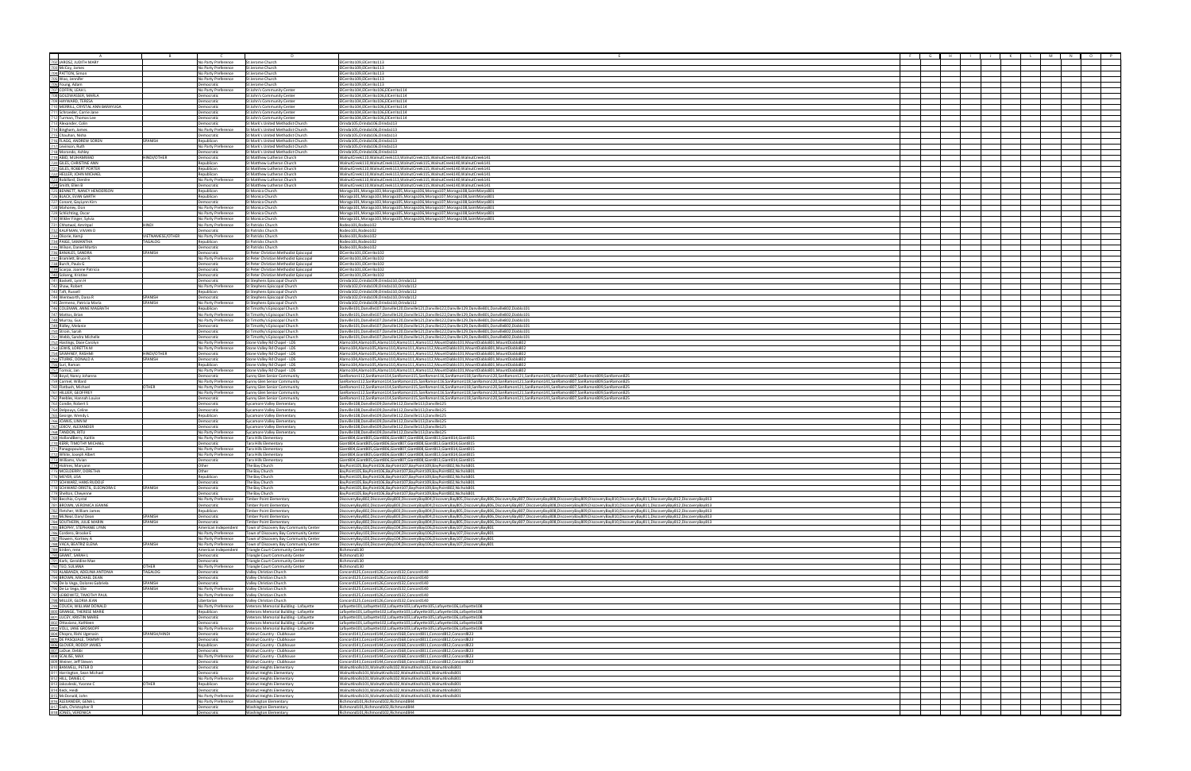| | A | B | C | D | E |
|---|---|---|---|---|---|
| 702 | JAROSZ, JUDITH MARY | | No Party Preference | St Jerome Church | ElCerrito109,ElCerrito113 |
| 703 | McCoy, James | | No Party Preference | St Jerome Church | ElCerrito109,ElCerrito113 |
| 704 | PAYTON, Simon | | No Party Preference | St Jerome Church | ElCerrito109,ElCerrito113 |
| 705 | Woo, Jennifer | | No Party Preference | St Jerome Church | ElCerrito109,ElCerrito113 |
| 706 | Young, Adam | | Democratic | St Jerome Church | ElCerrito109,ElCerrito113 |
| 707 | COFFIN, LEAH L | | No Party Preference | St John's Community Center | ElCerrito104,ElCerrito106,ElCerrito114 |
| 708 | GOLDWASSER, MARLA | | Democratic | St John's Community Center | ElCerrito104,ElCerrito106,ElCerrito114 |
| 709 | HAYWARD, TERESA | | Democratic | St John's Community Center | ElCerrito104,ElCerrito106,ElCerrito114 |
| 710 | MORRILL, CRYSTAL ANN BARAYUGA | | Democratic | St John's Community Center | ElCerrito104,ElCerrito106,ElCerrito114 |
| 711 | Schroeder, Carrie Jane | | Democratic | St John's Community Center | ElCerrito104,ElCerrito106,ElCerrito114 |
| 712 | Tunnon, Thomas Lee | | Democratic | St John's Community Center | ElCerrito104,ElCerrito106,ElCerrito114 |
| 713 | Alexander, Colin | | Democratic | St Mark's United Methodist Church | Orinda105,Orinda106,Orinda112 |
| 714 | Bingham, James | | No Party Preference | St Mark's United Methodist Church | Orinda105,Orinda106,Orinda112 |
| 715 | Chauhan, Neha | | Democratic | St Mark's United Methodist Church | Orinda105,Orinda106,Orinda112 |
| 716 | FLAGG, ANDREW SOREN | SPANISH | Republican | St Mark's United Methodist Church | Orinda105,Orinda106,Orinda112 |
| 717 | Levinson, Ruth | | No Party Preference | St Mark's United Methodist Church | Orinda105,Orinda106,Orinda112 |
| 718 | Moncado, Ashley | | Democratic | St Mark's United Methodist Church | Orinda105,Orinda106,Orinda112 |
| 719 | ABID, MUHAMMAD | HINDI/OTHER | Democratic | St Matthew Lutheran Church | WalnutCreek110,WalnutCreek113,WalnutCreek115,WalnutCreek140,WalnutCreek141 |
| 720 | GILES, CHRISTINE ANN | | Republican | St Matthew Lutheran Church | WalnutCreek110,WalnutCreek113,WalnutCreek115,WalnutCreek140,WalnutCreek141 |
| 721 | GILES, ROBERT PORTER | | Republican | St Matthew Lutheran Church | WalnutCreek110,WalnutCreek113,WalnutCreek115,WalnutCreek140,WalnutCreek141 |
| 722 | HELLER, JOHN MICHAEL | | Republican | St Matthew Lutheran Church | WalnutCreek110,WalnutCreek113,WalnutCreek115,WalnutCreek140,WalnutCreek141 |
| 723 | Robillard, Deirdre | | No Party Preference | St Matthew Lutheran Church | WalnutCreek110,WalnutCreek113,WalnutCreek115,WalnutCreek140,WalnutCreek141 |
| 724 | Smith, Ellen R | | Democratic | St Matthew Lutheran Church | WalnutCreek110,WalnutCreek113,WalnutCreek115,WalnutCreek140,WalnutCreek141 |
| 725 | BENNETT, NANCY HENDERSON | | Republican | St Monica Church | Moraga101,Moraga103,Moraga105,Moraga106,Moraga107,Moraga108,SaintMarys801 |
| 726 | BLACK, EVAN SMITH | | Republican | St Monica Church | Moraga101,Moraga103,Moraga105,Moraga106,Moraga107,Moraga108,SaintMarys801 |
| 727 | Conant, GayLynn Kim | | Democratic | St Monica Church | Moraga101,Moraga103,Moraga105,Moraga106,Moraga107,Moraga108,SaintMarys801 |
| 728 | Mahoney, Don | | No Party Preference | St Monica Church | Moraga101,Moraga103,Moraga105,Moraga106,Moraga107,Moraga108,SaintMarys801 |
| 729 | Schlichting, Oscar | | No Party Preference | St Monica Church | Moraga101,Moraga103,Moraga105,Moraga106,Moraga107,Moraga108,SaintMarys801 |
| 730 | Wilber Figer, Sylvia | | No Party Preference | St Monica Church | Moraga101,Moraga103,Moraga105,Moraga106,Moraga107,Moraga108,SaintMarys801 |
| 731 | Chhatwal, Amritpal | HINDI | No Party Preference | St Patricks Church | Rodeo101,Rodeo102 |
| 732 | KAUFMAN, VIVIAN D | | Democratic | St Patricks Church | Rodeo101,Rodeo102 |
| 733 | Okune, Kemji | VIETNAMESE/OTHER | No Party Preference | St Patricks Church | Rodeo101,Rodeo102 |
| 734 | PIKKE, SAMANTHA | TAGALOG | Republican | St Patricks Church | Rodeo101,Rodeo102 |
| 735 | Wilson, Daniel Martin | | Democratic | St Patricks Church | Rodeo101,Rodeo102 |
| 736 | BANALES, SANDRA | SPANISH | Democratic | St Peter Christian Methodist Episcopal | ElCerrito101,ElCerrito102 |
| 737 | Bramlett, Bruce R. | | No Party Preference | St Peter Christian Methodist Episcopal | ElCerrito101,ElCerrito102 |
| 738 | Burch, Paula G | | Democratic | St Peter Christian Methodist Episcopal | ElCerrito101,ElCerrito102 |
| 739 | Scarpa, Joanne Patricia | | Democratic | St Peter Christian Methodist Episcopal | ElCerrito101,ElCerrito102 |
| 740 | Solong, Kristine | | Democratic | St Peter Christian Methodist Episcopal | ElCerrito101,ElCerrito102 |
| 741 | Baskett, Lynn H | | Democratic | St Stephens Episcopal Church | Orinda102,Orinda109,Orinda110,Orinda112 |
| 742 | Shaw, Robert | | No Party Preference | St Stephens Episcopal Church | Orinda102,Orinda109,Orinda110,Orinda112 |
| 743 | Taft, Russell | | Republican | St Stephens Episcopal Church | Orinda102,Orinda109,Orinda110,Orinda112 |
| 744 | Wentworth, Doris R | SPANISH | Democratic | St Stephens Episcopal Church | Orinda102,Orinda109,Orinda110,Orinda112 |
| 745 | Zermeno, Patricia Maria | SPANISH | No Party Preference | St Stephens Episcopal Church | Orinda102,Orinda109,Orinda110,Orinda112 |
| 746 | COLEMAN, ANNE MAGRATH | | Republican | St Timothy's Episcopal Church | Danville105,Danville107,Danville120,Danville121,Danville122,Danville129,Danville801,Danville802,Diablo101 |
| 747 | Mattos, Brian | | No Party Preference | St Timothy's Episcopal Church | Danville105,Danville107,Danville120,Danville121,Danville122,Danville129,Danville801,Danville802,Diablo101 |
| 748 | Murray, Gus | | No Party Preference | St Timothy's Episcopal Church | Danville105,Danville107,Danville120,Danville121,Danville122,Danville129,Danville801,Danville802,Diablo101 |
| 749 | Ridley, Melanie | | Democratic | St Timothy's Episcopal Church | Danville105,Danville107,Danville120,Danville121,Danville122,Danville129,Danville801,Danville802,Diablo101 |
| 750 | Shrair, Sarah | | Democratic | St Timothy's Episcopal Church | Danville105,Danville107,Danville120,Danville121,Danville122,Danville129,Danville801,Danville802,Diablo101 |
| 751 | Webb, Sandra Michelle | | Democratic | St Timothy's Episcopal Church | Danville105,Danville107,Danville120,Danville121,Danville122,Danville129,Danville801,Danville802,Diablo101 |
| 752 | Hastings, Dale Carolyn | | No Party Preference | Stone Valley Rd Chapel - LDS | Alamo104,Alamo105,Alamo110,Alamo113,Alamo112,MountDiablo101,MountDiablo801,MountDiablo802 |
| 753 | LEWIS, LORETTA M. | | No Party Preference | Stone Valley Rd Chapel - LDS | Alamo104,Alamo105,Alamo110,Alamo113,Alamo112,MountDiablo101,MountDiablo801,MountDiablo802 |
| 754 | NAVAHEY, RASHMI | HINDI/OTHER | Democratic | Stone Valley Rd Chapel - LDS | Alamo104,Alamo105,Alamo110,Alamo113,Alamo112,MountDiablo101,MountDiablo801,MountDiablo802 |
| 755 | STURKE, DONALD A. | SPANISH | Democratic | Stone Valley Rd Chapel - LDS | Alamo104,Alamo105,Alamo110,Alamo113,Alamo112,MountDiablo101,MountDiablo801,MountDiablo802 |
| 756 | Suri, Raman | | Republican | Stone Valley Rd Chapel - LDS | Alamo104,Alamo105,Alamo110,Alamo113,Alamo112,MountDiablo101,MountDiablo801,MountDiablo802 |
| 757 | Tomsic, Jan | | No Party Preference | Stone Valley Rd Chapel - LDS | Alamo104,Alamo105,Alamo110,Alamo113,Alamo112,MountDiablo101,MountDiablo801,MountDiablo802 |
| 758 | Boyd, Nancy Johanna | | Democratic | Sunny Glen Senior Community | SanRamon112,SanRamon114,SanRamon115,SanRamon116,SanRamon118,SanRamon120,SanRamon121,SanRamon141,SanRamon807,SanRamon809,SanRamon825 |
| 759 | Cornell, Willard | | No Party Preference | Sunny Glen Senior Community | SanRamon112,SanRamon114,SanRamon115,SanRamon116,SanRamon118,SanRamon120,SanRamon121,SanRamon141,SanRamon807,SanRamon809,SanRamon825 |
| 760 | Flatbush, Michael | OTHER | No Party Preference | Sunny Glen Senior Community | SanRamon112,SanRamon114,SanRamon115,SanRamon116,SanRamon118,SanRamon120,SanRamon121,SanRamon141,SanRamon807,SanRamon809,SanRamon825 |
| 761 | HILLIER, GEOFFREY | | No Party Preference | Sunny Glen Senior Community | SanRamon112,SanRamon114,SanRamon115,SanRamon116,SanRamon118,SanRamon120,SanRamon121,SanRamon141,SanRamon807,SanRamon809,SanRamon825 |
| 762 | Peebles, Hannah Louise | | Democratic | Sunny Glen Senior Community | SanRamon112,SanRamon114,SanRamon115,SanRamon116,SanRamon118,SanRamon120,SanRamon121,SanRamon141,SanRamon807,SanRamon809,SanRamon825 |
| 763 | Condie, Robert S | | Democratic | Sycamore Valley Elementary | Danville108,Danville109,Danville112,Danville113,Danville125 |
| 764 | Delpecyo, Celine | | Democratic | Sycamore Valley Elementary | Danville108,Danville109,Danville112,Danville113,Danville125 |
| 765 | George, Wendy L | | Republican | Sycamore Valley Elementary | Danville108,Danville109,Danville112,Danville113,Danville125 |
| 766 | GOWER, LINN M | | Democratic | Sycamore Valley Elementary | Danville108,Danville109,Danville112,Danville113,Danville125 |
| 767 | LOBOV, ALEXANDER | | Democratic | Sycamore Valley Elementary | Danville108,Danville109,Danville112,Danville113,Danville125 |
| 768 | TANDON, RITU | | Democratic | Sycamore Valley Elementary | Danville108,Danville109,Danville112,Danville113,Danville125 |
| 769 | Hollandberry, Kattie | | No Party Preference | Tara Hills Elementary | Giant804,Giant805,Giant806,Giant807,Giant808,Giant813,Giant814,Giant815 |
| 770 | KERR, TIMOTHY MICHAEL | | Democratic | Tara Hills Elementary | Giant804,Giant805,Giant806,Giant807,Giant808,Giant813,Giant814,Giant815 |
| 771 | Panagopoulos, Zoe | | No Party Preference | Tara Hills Elementary | Giant804,Giant805,Giant806,Giant807,Giant808,Giant813,Giant814,Giant815 |
| 772 | White, Joseph Albert | | No Party Preference | Tara Hills Elementary | Giant804,Giant805,Giant806,Giant807,Giant808,Giant813,Giant814,Giant815 |
| 773 | Williams, Vivian | | Democratic | Tara Hills Elementary | Giant804,Giant805,Giant806,Giant807,Giant808,Giant813,Giant814,Giant815 |
| 774 | Holmes, Maryann | | Other | The Bay Church | BayPoint105,BayPoint106,BayPoint107,BayPoint109,BayPoint802,Nichols801 |
| 775 | MCCLOSKEY, DOROTHA | | Other | The Bay Church | BayPoint105,BayPoint106,BayPoint107,BayPoint109,BayPoint802,Nichols801 |
| 776 | MEYER, LISA | | Republican | The Bay Church | BayPoint105,BayPoint106,BayPoint107,BayPoint109,BayPoint802,Nichols801 |
| 777 | SCHWARZ, HANS RUDOLF | | Democratic | The Bay Church | BayPoint105,BayPoint106,BayPoint107,BayPoint109,BayPoint802,Nichols801 |
| 778 | SCHWARZ-ORTIZ, ELEONORA E | SPANISH | Democratic | The Bay Church | BayPoint105,BayPoint106,BayPoint107,BayPoint109,BayPoint802,Nichols801 |
| 779 | Shelton, Cheyenne | | Democratic | The Bay Church | BayPoint105,BayPoint106,BayPoint107,BayPoint109,BayPoint802,Nichols801 |
| 780 | Bacchio, Crystal | | No Party Preference | Timber Point Elementary | DiscoveryBay802,DiscoveryBay803,DiscoveryBay804,DiscoveryBay805,DiscoveryBay806,DiscoveryBay807,DiscoveryBay808,DiscoveryBay809,DiscoveryBay810,DiscoveryBay811,DiscoveryBay812,DiscoveryBay813 |
| 781 | BROWN, VERONICA JEANNE | | Democratic | Timber Point Elementary | DiscoveryBay802,DiscoveryBay803,DiscoveryBay804,DiscoveryBay805,DiscoveryBay806,DiscoveryBay807,DiscoveryBay808,DiscoveryBay809,DiscoveryBay810,DiscoveryBay811,DiscoveryBay812,DiscoveryBay813 |
| 782 | Fletcher, William James | | Republican | Timber Point Elementary | DiscoveryBay802,DiscoveryBay803,DiscoveryBay804,DiscoveryBay805,DiscoveryBay806,DiscoveryBay807,DiscoveryBay808,DiscoveryBay809,DiscoveryBay810,DiscoveryBay811,DiscoveryBay812,DiscoveryBay813 |
| 783 | McNeal, Daryl Dean | SPANISH | Democratic | Timber Point Elementary | DiscoveryBay802,DiscoveryBay803,DiscoveryBay804,DiscoveryBay805,DiscoveryBay806,DiscoveryBay807,DiscoveryBay808,DiscoveryBay809,DiscoveryBay810,DiscoveryBay811,DiscoveryBay812,DiscoveryBay813 |
| 784 | SOUTHERN, JULIE MARIN | SPANISH | Democratic | Timber Point Elementary | DiscoveryBay802,DiscoveryBay803,DiscoveryBay804,DiscoveryBay805,DiscoveryBay806,DiscoveryBay807,DiscoveryBay808,DiscoveryBay809,DiscoveryBay810,DiscoveryBay811,DiscoveryBay812,DiscoveryBay813 |
| 785 | BRONY, STEPHANIE LYNN | | American Independent | Town of Discovery Bay Community Center | DiscoveryBay104,DiscoveryBay104,DiscoveryBay106,DiscoveryBay107,DiscoveryBay801 |
| 786 | Landers, Brooke S | | No Party Preference | Town of Discovery Bay Community Center | DiscoveryBay104,DiscoveryBay104,DiscoveryBay106,DiscoveryBay107,DiscoveryBay801 |
| 787 | Powers, Kortney A | | No Party Preference | Town of Discovery Bay Community Center | DiscoveryBay104,DiscoveryBay104,DiscoveryBay106,DiscoveryBay107,DiscoveryBay801 |
| 788 | VACA, BEATRIZ ELENA | SPANISH | No Party Preference | Town of Discovery Bay Community Center | DiscoveryBay104,DiscoveryBay104,DiscoveryBay106,DiscoveryBay107,DiscoveryBay801 |
| 789 | Brillon, Irene | | American Independent | Triangle Court Community Center | Richmond130 |
| 790 | GRANT, SARAH L | | Democratic | Triangle Court Community Center | Richmond130 |
| 791 | Kurtz, Geraldine Mae | | Democratic | Triangle Court Community Center | Richmond130 |
| 792 | TUO, SULIANA | OTHER | No Party Preference | Triangle Court Community Center | Richmond130 |
| 793 | ALAMANZA, ADELINA ANTONIA | TAGALOG | Democratic | Valley Christian Church | Concord125,Concord126,Concord132,Concord140 |
| 794 | BROWN, MICHAEL DEAN | | Democratic | Valley Christian Church | Concord125,Concord126,Concord132,Concord140 |
| 795 | De la Vega, Dolores Gabriela | SPANISH | Democratic | Valley Christian Church | Concord125,Concord126,Concord132,Concord140 |
| 796 | De la Vega, Elie | SPANISH | No Party Preference | Valley Christian Church | Concord125,Concord126,Concord132,Concord140 |
| 797 | LEBEDWITZ, TIMOTHY PAUL | | No Party Preference | Valley Christian Church | Concord125,Concord126,Concord132,Concord140 |
| 798 | MILLER, GLORIA JEAN | | Libertarian | Valley Christian Church | Concord125,Concord126,Concord132,Concord140 |
| 799 | COUCH, WILLIAM DONALD | | No Party Preference | Veterans Memorial Building - Lafayette | Lafayette101,Lafayette102,Lafayette103,Lafayette105,Lafayette106,Lafayette108 |
| 800 | HAMMER, THERESE MARIE | | Republican | Veterans Memorial Building - Lafayette | Lafayette101,Lafayette102,Lafayette103,Lafayette105,Lafayette106,Lafayette108 |
| 801 | LUCEY, KRISTIN MARIE | | Democratic | Veterans Memorial Building - Lafayette | Lafayette101,Lafayette102,Lafayette103,Lafayette105,Lafayette106,Lafayette108 |
| 802 | Ottaviano, Kathleen | | Democratic | Veterans Memorial Building - Lafayette | Lafayette101,Lafayette102,Lafayette103,Lafayette105,Lafayette106,Lafayette108 |
| 803 | VOLL, JANE GROSSKOPF | | No Party Preference | Veterans Memorial Building - Lafayette | Lafayette101,Lafayette102,Lafayette103,Lafayette105,Lafayette106,Lafayette108 |
| 804 | Chopra, Rohi Ugenain | SPANISH/HINDI | Democratic | Walnut Country - Clubhouse | Concord143,Concord144,Concord168,Concord811,Concord812,Concord823 |
| 805 | DE PASQUALE, TAMMY E | | Democratic | Walnut Country - Clubhouse | Concord143,Concord144,Concord168,Concord811,Concord812,Concord823 |
| 806 | GLOVER, ROSSY JAMES | | Republican | Walnut Country - Clubhouse | Concord143,Concord144,Concord168,Concord811,Concord812,Concord823 |
| 807 | LaDue, Debbi | | Democratic | Walnut Country - Clubhouse | Concord143,Concord144,Concord168,Concord811,Concord812,Concord823 |
| 808 | SCALISE, MAX | | No Party Preference | Walnut Country - Clubhouse | Concord143,Concord144,Concord168,Concord811,Concord812,Concord823 |
| 809 | Wenner, Jeff Steven | | Democratic | Walnut Country - Clubhouse | Concord143,Concord144,Concord168,Concord811,Concord812,Concord823 |
| 810 | BARWELL, PETER D | | Democratic | Walnut Heights Elementary | WalnutKnolls101,WalnutKnolls102,WalnutKnolls103,WalnutKnolls801 |
| 811 | Harrington, Sean Michael | | Democratic | Walnut Heights Elementary | WalnutKnolls101,WalnutKnolls102,WalnutKnolls103,WalnutKnolls801 |
| 812 | HILL, DANIEL C | | No Party Preference | Walnut Heights Elementary | WalnutKnolls101,WalnutKnolls102,WalnutKnolls103,WalnutKnolls801 |
| 813 | Zakalinski, Yvonne C | OTHER | Republican | Walnut Heights Elementary | WalnutKnolls101,WalnutKnolls102,WalnutKnolls103,WalnutKnolls801 |
| 814 | Keck, Heidi | | Democratic | Walnut Heights Elementary | WalnutKnolls101,WalnutKnolls102,WalnutKnolls103,WalnutKnolls801 |
| 815 | McDonald, John | | No Party Preference | Walnut Heights Elementary | WalnutKnolls101,WalnutKnolls102,WalnutKnolls103,WalnutKnolls801 |
| 816 | ALEXANDER, SEAN L | | No Party Preference | Washington Elementary | Richmond101,Richmond102,Richmond844 |
| 817 | Cain, Christopher R | | Democratic | Washington Elementary | Richmond101,Richmond102,Richmond844 |
| 818 | JONES, VERONICA | | Democratic | Washington Elementary | Richmond101,Richmond102,Richmond844 |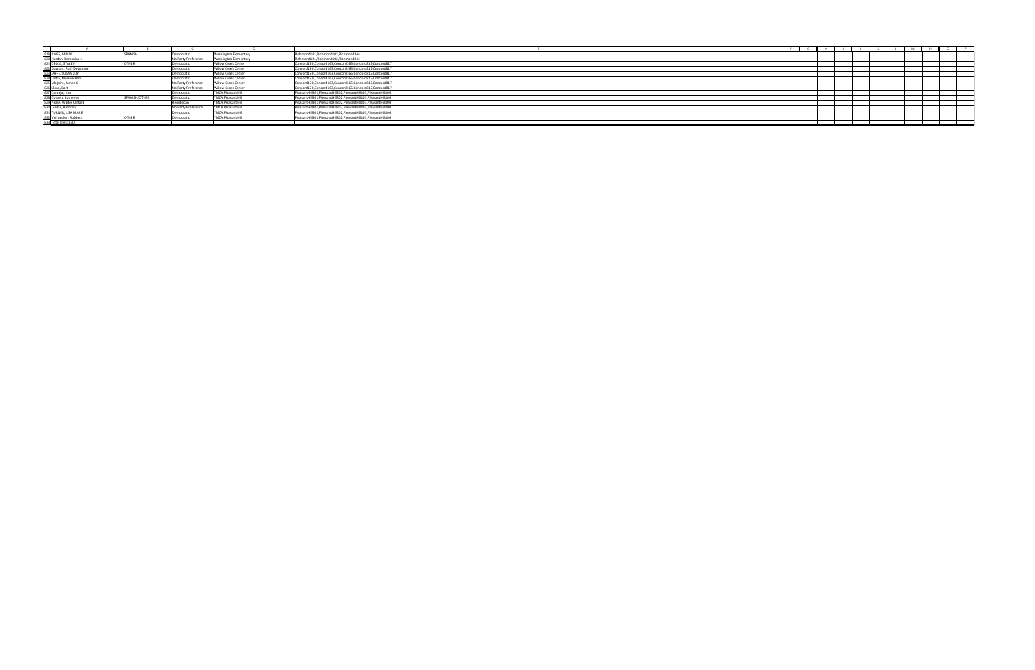| | A | B | C | D | E | F | G | H | I | J | K | L | M | N | O | P |
|---|---|---|---|---|---|---|---|---|---|---|---|---|---|---|---|---|
| 819 | PINES, MINDY | SPANISH | Democratic | Washington Elementary | Richmond101,Richmond102,Richmond844 | | | | | | | | | | | |
| 820 | Jordan, Bernadine c | | No Party Preference | Washington Elementary | Richmond101,Richmond102,Richmond844 | | | | | | | | | | | |
| 821 | CROSS, STACEY | OTHER | Democratic | Willow Creek Center | Concord150,Concord363,Concord365,Concord816,Concord817 | | | | | | | | | | | |
| 822 | Dawson, Ruth Devyonne | | Democratic | Willow Creek Center | Concord150,Concord363,Concord365,Concord816,Concord817 | | | | | | | | | | | |
| 823 | JAFFE, SUSAN JOY | | Democratic | Willow Creek Center | Concord150,Concord363,Concord365,Concord816,Concord817 | | | | | | | | | | | |
| 824 | Ladco, Melanie Ann | | Democratic | Willow Creek Center | Concord150,Concord363,Concord365,Concord816,Concord817 | | | | | | | | | | | |
| 825 | Mcguire, James G | | No Party Preference | Willow Creek Center | Concord150,Concord363,Concord365,Concord816,Concord817 | | | | | | | | | | | |
| 826 | Stein, Bert | | No Party Preference | Willow Creek Center | Concord150,Concord363,Concord365,Concord816,Concord817 | | | | | | | | | | | |
| 827 | Carvajal, Kim | | Democratic | YMCA Pleasant Hill | PleasantHill801,PleasantHill802,PleasantHill803,PleasantHill804 | | | | | | | | | | | |
| 828 | Corbett, Katherine | SPANISH/OTHER | Democratic | YMCA Pleasant Hill | PleasantHill801,PleasantHill802,PleasantHill803,PleasantHill804 | | | | | | | | | | | |
| 829 | Pease, Walter Clifford | | Republican | YMCA Pleasant Hill | PleasantHill801,PleasantHill802,PleasantHill803,PleasantHill804 | | | | | | | | | | | |
| 830 | Tisdall, Anthony | | No Party Preference | YMCA Pleasant Hill | PleasantHill801,PleasantHill802,PleasantHill803,PleasantHill804 | | | | | | | | | | | |
| 831 | TURNER, LISA MARIE | | Democratic | YMCA Pleasant Hill | PleasantHill801,PleasantHill802,PleasantHill803,PleasantHill804 | | | | | | | | | | | |
| 832 | Vermeulen, Robbert | OTHER | Democratic | YMCA Pleasant Hill | PleasantHill801,PleasantHill802,PleasantHill803,PleasantHill804 | | | | | | | | | | | |
| 833 | Total lines: 830 | | | | | | | | | | | | | | | |